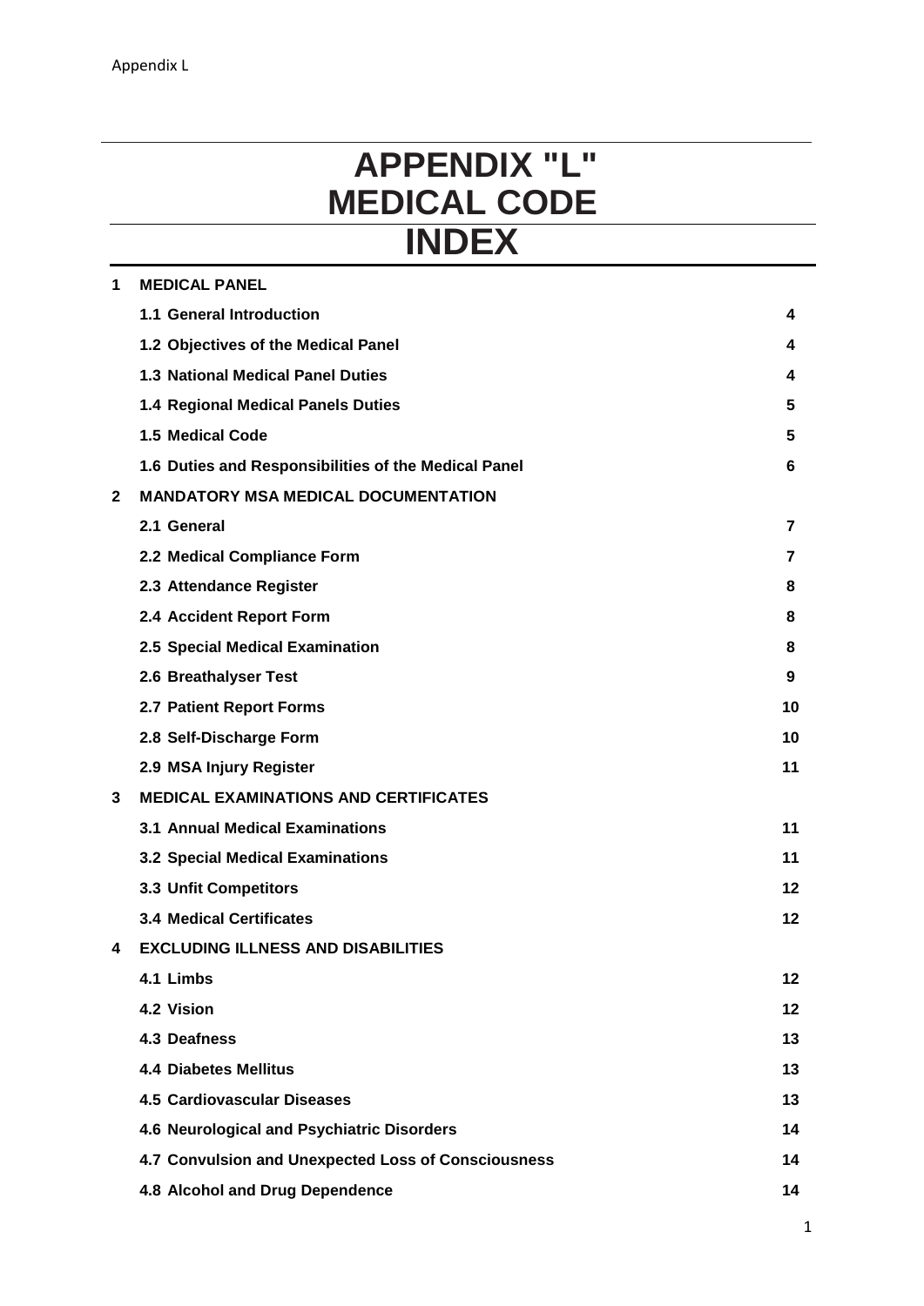# APPENDIX "L"
# MEDICAL CODE
# INDEX

| | | |
|---|---|---|
| **1** | **MEDICAL PANEL** | |
| | **1.1 General Introduction** | **4** |
| | **1.2 Objectives of the Medical Panel** | **4** |
| | **1.3 National Medical Panel Duties** | **4** |
| | **1.4 Regional Medical Panels Duties** | **5** |
| | **1.5 Medical Code** | **5** |
| | **1.6 Duties and Responsibilities of the Medical Panel** | **6** |
| **2** | **MANDATORY MSA MEDICAL DOCUMENTATION** | |
| | **2.1 General** | **7** |
| | **2.2 Medical Compliance Form** | **7** |
| | **2.3 Attendance Register** | **8** |
| | **2.4 Accident Report Form** | **8** |
| | **2.5 Special Medical Examination** | **8** |
| | **2.6 Breathalyser Test** | **9** |
| | **2.7 Patient Report Forms** | **10** |
| | **2.8 Self-Discharge Form** | **10** |
| | **2.9 MSA Injury Register** | **11** |
| **3** | **MEDICAL EXAMINATIONS AND CERTIFICATES** | |
| | **3.1 Annual Medical Examinations** | **11** |
| | **3.2 Special Medical Examinations** | **11** |
| | **3.3 Unfit Competitors** | **12** |
| | **3.4 Medical Certificates** | **12** |
| **4** | **EXCLUDING ILLNESS AND DISABILITIES** | |
| | **4.1 Limbs** | **12** |
| | **4.2 Vision** | **12** |
| | **4.3 Deafness** | **13** |
| | **4.4 Diabetes Mellitus** | **13** |
| | **4.5 Cardiovascular Diseases** | **13** |
| | **4.6 Neurological and Psychiatric Disorders** | **14** |
| | **4.7 Convulsion and Unexpected Loss of Consciousness** | **14** |
| | **4.8 Alcohol and Drug Dependence** | **14** |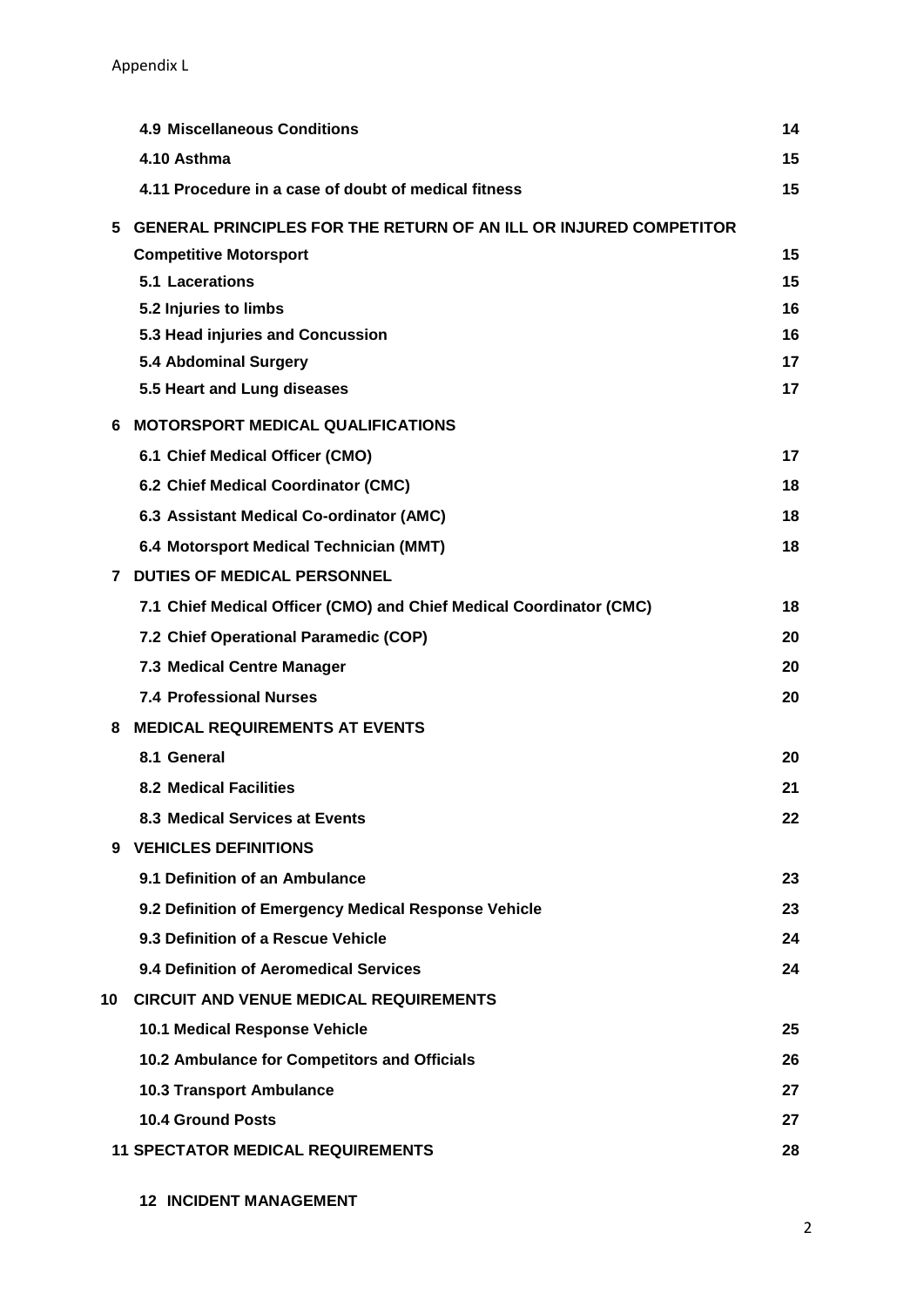| | | |
|---|---|---|
| | **4.9 Miscellaneous Conditions** | **14** |
| | **4.10 Asthma** | **15** |
| | **4.11 Procedure in a case of doubt of medical fitness** | **15** |
| **5** | **GENERAL PRINCIPLES FOR THE RETURN OF AN ILL OR INJURED COMPETITOR** | |
| | **Competitive Motorsport** | **15** |
| | **5.1 Lacerations** | **15** |
| | **5.2 Injuries to limbs** | **16** |
| | **5.3 Head injuries and Concussion** | **16** |
| | **5.4 Abdominal Surgery** | **17** |
| | **5.5 Heart and Lung diseases** | **17** |
| **6** | **MOTORSPORT MEDICAL QUALIFICATIONS** | |
| | **6.1 Chief Medical Officer (CMO)** | **17** |
| | **6.2 Chief Medical Coordinator (CMC)** | **18** |
| | **6.3 Assistant Medical Co-ordinator (AMC)** | **18** |
| | **6.4 Motorsport Medical Technician (MMT)** | **18** |
| **7** | **DUTIES OF MEDICAL PERSONNEL** | |
| | **7.1 Chief Medical Officer (CMO) and Chief Medical Coordinator (CMC)** | **18** |
| | **7.2 Chief Operational Paramedic (COP)** | **20** |
| | **7.3 Medical Centre Manager** | **20** |
| | **7.4 Professional Nurses** | **20** |
| **8** | **MEDICAL REQUIREMENTS AT EVENTS** | |
| | **8.1 General** | **20** |
| | **8.2 Medical Facilities** | **21** |
| | **8.3 Medical Services at Events** | **22** |
| **9** | **VEHICLES DEFINITIONS** | |
| | **9.1 Definition of an Ambulance** | **23** |
| | **9.2 Definition of Emergency Medical Response Vehicle** | **23** |
| | **9.3 Definition of a Rescue Vehicle** | **24** |
| | **9.4 Definition of Aeromedical Services** | **24** |
| **10** | **CIRCUIT AND VENUE MEDICAL REQUIREMENTS** | |
| | **10.1 Medical Response Vehicle** | **25** |
| | **10.2 Ambulance for Competitors and Officials** | **26** |
| | **10.3 Transport Ambulance** | **27** |
| | **10.4 Ground Posts** | **27** |
| **11** | **SPECTATOR MEDICAL REQUIREMENTS** | **28** |
| **12** | **INCIDENT MANAGEMENT** | |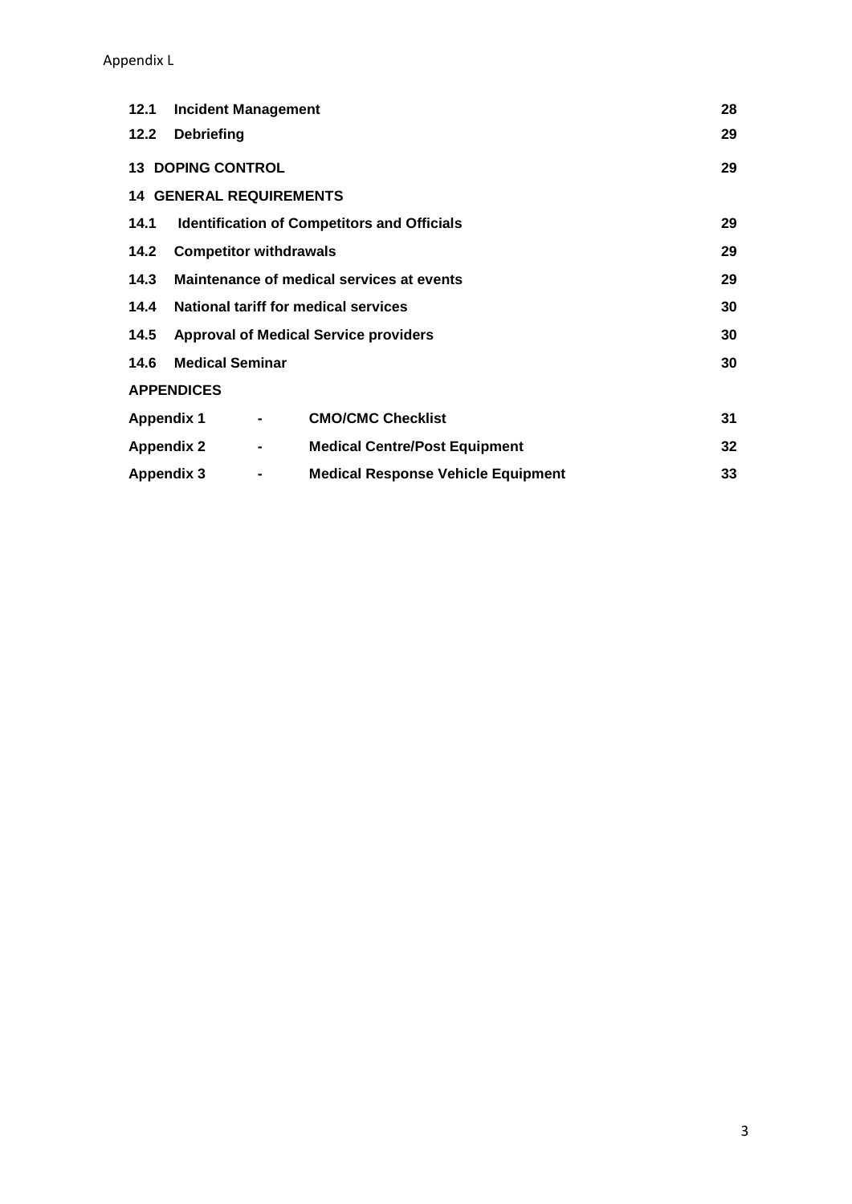| | | |
|---|---|---|
| **12.1** | **Incident Management** | **28** |
| **12.2** | **Debriefing** | **29** |
| **13** | **DOPING CONTROL** | **29** |
| **14** | **GENERAL REQUIREMENTS** | |
| **14.1** | **Identification of Competitors and Officials** | **29** |
| **14.2** | **Competitor withdrawals** | **29** |
| **14.3** | **Maintenance of medical services at events** | **29** |
| **14.4** | **National tariff for medical services** | **30** |
| **14.5** | **Approval of Medical Service providers** | **30** |
| **14.6** | **Medical Seminar** | **30** |

**APPENDICES**

| | | | |
|---|---|---|---|
| **Appendix 1** | **-** | **CMO/CMC Checklist** | **31** |
| **Appendix 2** | **-** | **Medical Centre/Post Equipment** | **32** |
| **Appendix 3** | **-** | **Medical Response Vehicle Equipment** | **33** |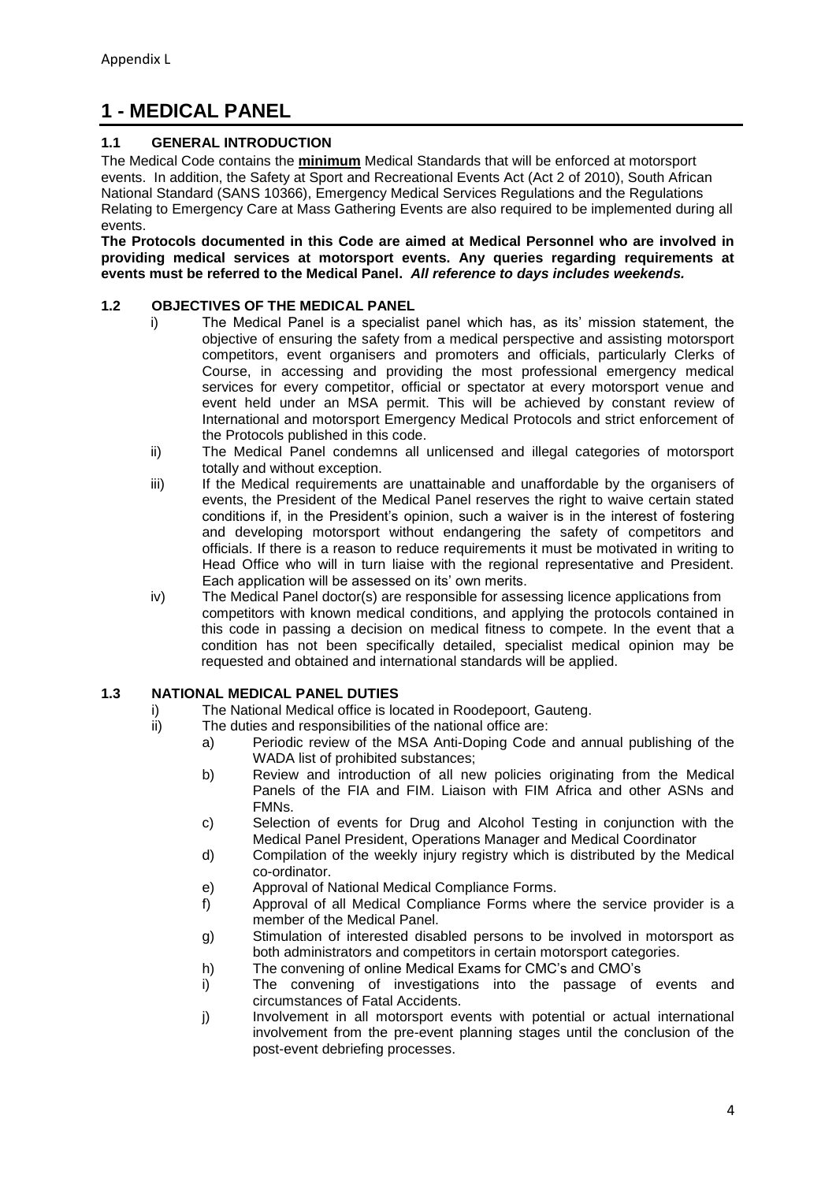Appendix L

# 1 - MEDICAL PANEL

### 1.1 GENERAL INTRODUCTION

The Medical Code contains the **minimum** Medical Standards that will be enforced at motorsport events. In addition, the Safety at Sport and Recreational Events Act (Act 2 of 2010), South African National Standard (SANS 10366), Emergency Medical Services Regulations and the Regulations Relating to Emergency Care at Mass Gathering Events are also required to be implemented during all events.

**The Protocols documented in this Code are aimed at Medical Personnel who are involved in providing medical services at motorsport events. Any queries regarding requirements at events must be referred to the Medical Panel.** ***All reference to days includes weekends.***

### 1.2 OBJECTIVES OF THE MEDICAL PANEL

i) The Medical Panel is a specialist panel which has, as its' mission statement, the objective of ensuring the safety from a medical perspective and assisting motorsport competitors, event organisers and promoters and officials, particularly Clerks of Course, in accessing and providing the most professional emergency medical services for every competitor, official or spectator at every motorsport venue and event held under an MSA permit. This will be achieved by constant review of International and motorsport Emergency Medical Protocols and strict enforcement of the Protocols published in this code.

ii) The Medical Panel condemns all unlicensed and illegal categories of motorsport totally and without exception.

iii) If the Medical requirements are unattainable and unaffordable by the organisers of events, the President of the Medical Panel reserves the right to waive certain stated conditions if, in the President's opinion, such a waiver is in the interest of fostering and developing motorsport without endangering the safety of competitors and officials. If there is a reason to reduce requirements it must be motivated in writing to Head Office who will in turn liaise with the regional representative and President. Each application will be assessed on its' own merits.

iv) The Medical Panel doctor(s) are responsible for assessing licence applications from competitors with known medical conditions, and applying the protocols contained in this code in passing a decision on medical fitness to compete. In the event that a condition has not been specifically detailed, specialist medical opinion may be requested and obtained and international standards will be applied.

### 1.3 NATIONAL MEDICAL PANEL DUTIES

i) The National Medical office is located in Roodepoort, Gauteng.

ii) The duties and responsibilities of the national office are:

a) Periodic review of the MSA Anti-Doping Code and annual publishing of the WADA list of prohibited substances;

b) Review and introduction of all new policies originating from the Medical Panels of the FIA and FIM. Liaison with FIM Africa and other ASNs and FMNs.

c) Selection of events for Drug and Alcohol Testing in conjunction with the Medical Panel President, Operations Manager and Medical Coordinator

d) Compilation of the weekly injury registry which is distributed by the Medical co-ordinator.

e) Approval of National Medical Compliance Forms.

f) Approval of all Medical Compliance Forms where the service provider is a member of the Medical Panel.

g) Stimulation of interested disabled persons to be involved in motorsport as both administrators and competitors in certain motorsport categories.

h) The convening of online Medical Exams for CMC's and CMO's

i) The convening of investigations into the passage of events and circumstances of Fatal Accidents.

j) Involvement in all motorsport events with potential or actual international involvement from the pre-event planning stages until the conclusion of the post-event debriefing processes.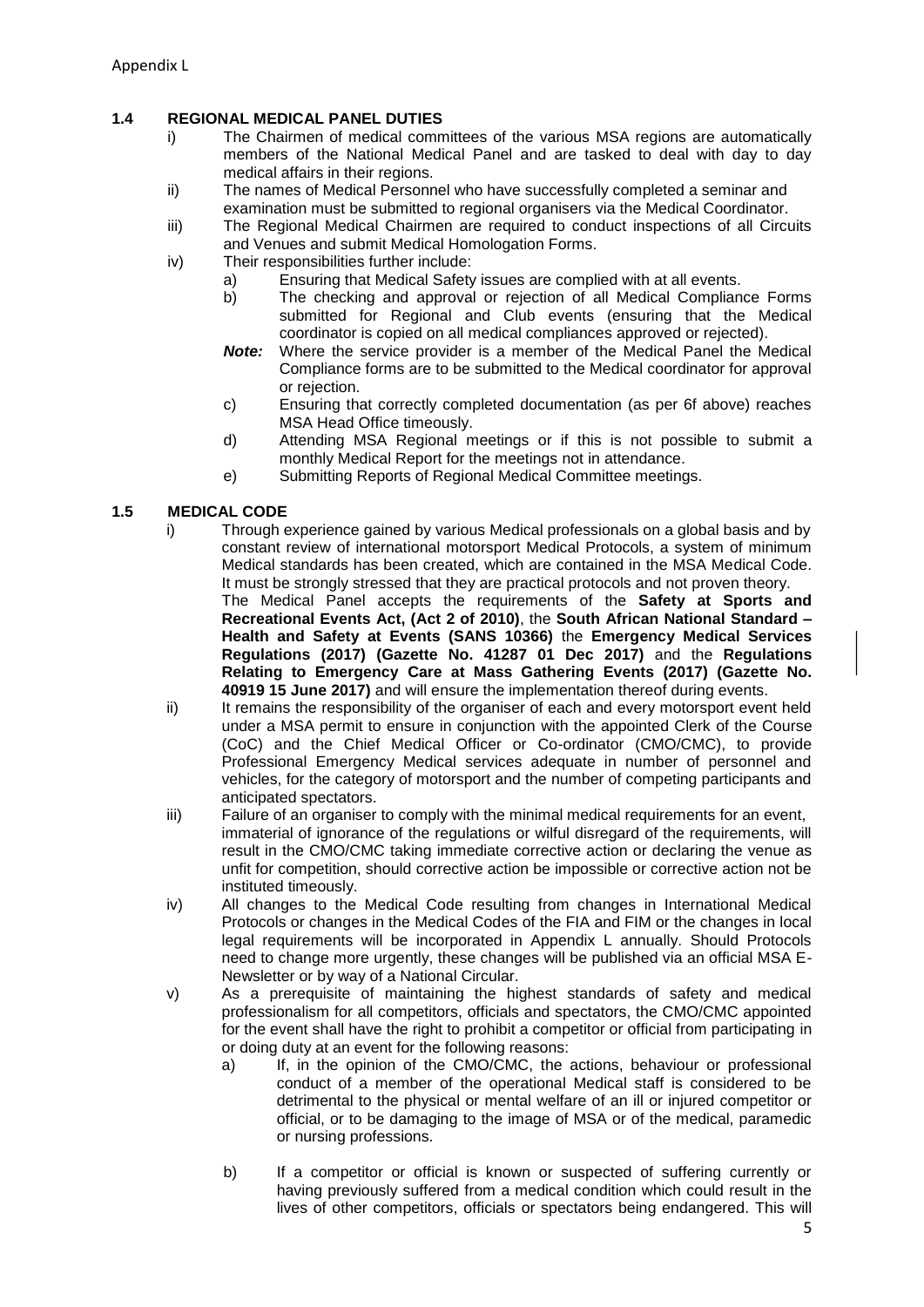### 1.4 REGIONAL MEDICAL PANEL DUTIES

i) The Chairmen of medical committees of the various MSA regions are automatically members of the National Medical Panel and are tasked to deal with day to day medical affairs in their regions.

ii) The names of Medical Personnel who have successfully completed a seminar and examination must be submitted to regional organisers via the Medical Coordinator.

iii) The Regional Medical Chairmen are required to conduct inspections of all Circuits and Venues and submit Medical Homologation Forms.

iv) Their responsibilities further include:

  a) Ensuring that Medical Safety issues are complied with at all events.

  b) The checking and approval or rejection of all Medical Compliance Forms submitted for Regional and Club events (ensuring that the Medical coordinator is copied on all medical compliances approved or rejected).

  ***Note:*** Where the service provider is a member of the Medical Panel the Medical Compliance forms are to be submitted to the Medical coordinator for approval or rejection.

  c) Ensuring that correctly completed documentation (as per 6f above) reaches MSA Head Office timeously.

  d) Attending MSA Regional meetings or if this is not possible to submit a monthly Medical Report for the meetings not in attendance.

  e) Submitting Reports of Regional Medical Committee meetings.

### 1.5 MEDICAL CODE

i) Through experience gained by various Medical professionals on a global basis and by constant review of international motorsport Medical Protocols, a system of minimum Medical standards has been created, which are contained in the MSA Medical Code. It must be strongly stressed that they are practical protocols and not proven theory.
The Medical Panel accepts the requirements of the **Safety at Sports and Recreational Events Act, (Act 2 of 2010)**, the **South African National Standard – Health and Safety at Events (SANS 10366)** the **Emergency Medical Services Regulations (2017) (Gazette No. 41287 01 Dec 2017)** and the **Regulations Relating to Emergency Care at Mass Gathering Events (2017) (Gazette No. 40919 15 June 2017)** and will ensure the implementation thereof during events.

ii) It remains the responsibility of the organiser of each and every motorsport event held under a MSA permit to ensure in conjunction with the appointed Clerk of the Course (CoC) and the Chief Medical Officer or Co-ordinator (CMO/CMC), to provide Professional Emergency Medical services adequate in number of personnel and vehicles, for the category of motorsport and the number of competing participants and anticipated spectators.

iii) Failure of an organiser to comply with the minimal medical requirements for an event, immaterial of ignorance of the regulations or wilful disregard of the requirements, will result in the CMO/CMC taking immediate corrective action or declaring the venue as unfit for competition, should corrective action be impossible or corrective action not be instituted timeously.

iv) All changes to the Medical Code resulting from changes in International Medical Protocols or changes in the Medical Codes of the FIA and FIM or the changes in local legal requirements will be incorporated in Appendix L annually. Should Protocols need to change more urgently, these changes will be published via an official MSA E-Newsletter or by way of a National Circular.

v) As a prerequisite of maintaining the highest standards of safety and medical professionalism for all competitors, officials and spectators, the CMO/CMC appointed for the event shall have the right to prohibit a competitor or official from participating in or doing duty at an event for the following reasons:

  a) If, in the opinion of the CMO/CMC, the actions, behaviour or professional conduct of a member of the operational Medical staff is considered to be detrimental to the physical or mental welfare of an ill or injured competitor or official, or to be damaging to the image of MSA or of the medical, paramedic or nursing professions.

  b) If a competitor or official is known or suspected of suffering currently or having previously suffered from a medical condition which could result in the lives of other competitors, officials or spectators being endangered. This will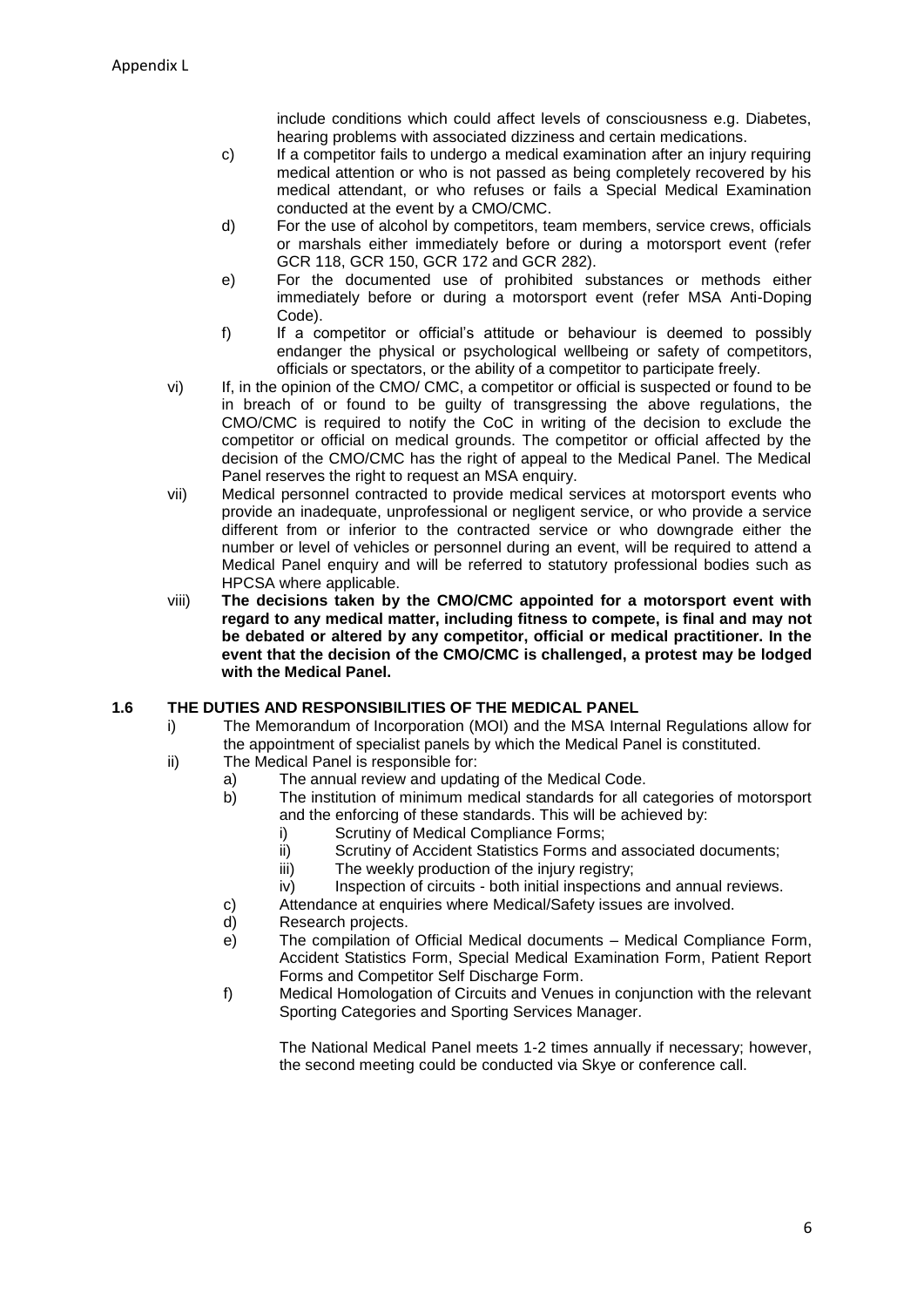include conditions which could affect levels of consciousness e.g. Diabetes, hearing problems with associated dizziness and certain medications.

c) If a competitor fails to undergo a medical examination after an injury requiring medical attention or who is not passed as being completely recovered by his medical attendant, or who refuses or fails a Special Medical Examination conducted at the event by a CMO/CMC.

d) For the use of alcohol by competitors, team members, service crews, officials or marshals either immediately before or during a motorsport event (refer GCR 118, GCR 150, GCR 172 and GCR 282).

e) For the documented use of prohibited substances or methods either immediately before or during a motorsport event (refer MSA Anti-Doping Code).

f) If a competitor or official's attitude or behaviour is deemed to possibly endanger the physical or psychological wellbeing or safety of competitors, officials or spectators, or the ability of a competitor to participate freely.

vi) If, in the opinion of the CMO/ CMC, a competitor or official is suspected or found to be in breach of or found to be guilty of transgressing the above regulations, the CMO/CMC is required to notify the CoC in writing of the decision to exclude the competitor or official on medical grounds. The competitor or official affected by the decision of the CMO/CMC has the right of appeal to the Medical Panel. The Medical Panel reserves the right to request an MSA enquiry.

vii) Medical personnel contracted to provide medical services at motorsport events who provide an inadequate, unprofessional or negligent service, or who provide a service different from or inferior to the contracted service or who downgrade either the number or level of vehicles or personnel during an event, will be required to attend a Medical Panel enquiry and will be referred to statutory professional bodies such as HPCSA where applicable.

viii) **The decisions taken by the CMO/CMC appointed for a motorsport event with regard to any medical matter, including fitness to compete, is final and may not be debated or altered by any competitor, official or medical practitioner. In the event that the decision of the CMO/CMC is challenged, a protest may be lodged with the Medical Panel.**

## 1.6 THE DUTIES AND RESPONSIBILITIES OF THE MEDICAL PANEL

i) The Memorandum of Incorporation (MOI) and the MSA Internal Regulations allow for the appointment of specialist panels by which the Medical Panel is constituted.

ii) The Medical Panel is responsible for:

a) The annual review and updating of the Medical Code.

b) The institution of minimum medical standards for all categories of motorsport and the enforcing of these standards. This will be achieved by:

   i) Scrutiny of Medical Compliance Forms;
   
   ii) Scrutiny of Accident Statistics Forms and associated documents;
   
   iii) The weekly production of the injury registry;
   
   iv) Inspection of circuits - both initial inspections and annual reviews.

c) Attendance at enquiries where Medical/Safety issues are involved.

d) Research projects.

e) The compilation of Official Medical documents – Medical Compliance Form, Accident Statistics Form, Special Medical Examination Form, Patient Report Forms and Competitor Self Discharge Form.

f) Medical Homologation of Circuits and Venues in conjunction with the relevant Sporting Categories and Sporting Services Manager.

The National Medical Panel meets 1-2 times annually if necessary; however, the second meeting could be conducted via Skye or conference call.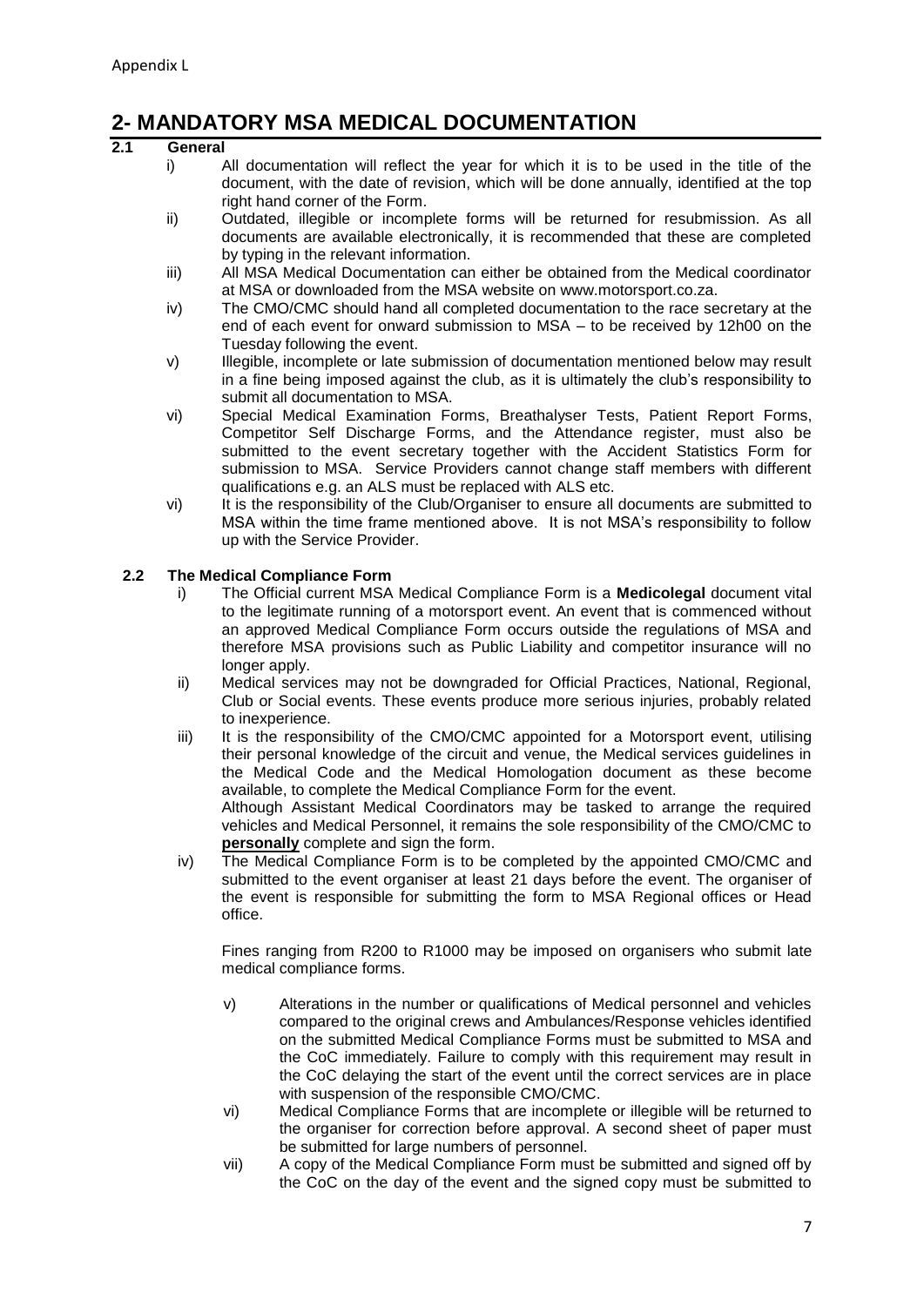Appendix L

# 2- MANDATORY MSA MEDICAL DOCUMENTATION

## 2.1 General

i) All documentation will reflect the year for which it is to be used in the title of the document, with the date of revision, which will be done annually, identified at the top right hand corner of the Form.

ii) Outdated, illegible or incomplete forms will be returned for resubmission. As all documents are available electronically, it is recommended that these are completed by typing in the relevant information.

iii) All MSA Medical Documentation can either be obtained from the Medical coordinator at MSA or downloaded from the MSA website on www.motorsport.co.za.

iv) The CMO/CMC should hand all completed documentation to the race secretary at the end of each event for onward submission to MSA – to be received by 12h00 on the Tuesday following the event.

v) Illegible, incomplete or late submission of documentation mentioned below may result in a fine being imposed against the club, as it is ultimately the club's responsibility to submit all documentation to MSA.

vi) Special Medical Examination Forms, Breathalyser Tests, Patient Report Forms, Competitor Self Discharge Forms, and the Attendance register, must also be submitted to the event secretary together with the Accident Statistics Form for submission to MSA. Service Providers cannot change staff members with different qualifications e.g. an ALS must be replaced with ALS etc.

vi) It is the responsibility of the Club/Organiser to ensure all documents are submitted to MSA within the time frame mentioned above. It is not MSA's responsibility to follow up with the Service Provider.

## 2.2 The Medical Compliance Form

i) The Official current MSA Medical Compliance Form is a **Medicolegal** document vital to the legitimate running of a motorsport event. An event that is commenced without an approved Medical Compliance Form occurs outside the regulations of MSA and therefore MSA provisions such as Public Liability and competitor insurance will no longer apply.

ii) Medical services may not be downgraded for Official Practices, National, Regional, Club or Social events. These events produce more serious injuries, probably related to inexperience.

iii) It is the responsibility of the CMO/CMC appointed for a Motorsport event, utilising their personal knowledge of the circuit and venue, the Medical services guidelines in the Medical Code and the Medical Homologation document as these become available, to complete the Medical Compliance Form for the event.
Although Assistant Medical Coordinators may be tasked to arrange the required vehicles and Medical Personnel, it remains the sole responsibility of the CMO/CMC to **personally** complete and sign the form.

iv) The Medical Compliance Form is to be completed by the appointed CMO/CMC and submitted to the event organiser at least 21 days before the event. The organiser of the event is responsible for submitting the form to MSA Regional offices or Head office.

Fines ranging from R200 to R1000 may be imposed on organisers who submit late medical compliance forms.

v) Alterations in the number or qualifications of Medical personnel and vehicles compared to the original crews and Ambulances/Response vehicles identified on the submitted Medical Compliance Forms must be submitted to MSA and the CoC immediately. Failure to comply with this requirement may result in the CoC delaying the start of the event until the correct services are in place with suspension of the responsible CMO/CMC.

vi) Medical Compliance Forms that are incomplete or illegible will be returned to the organiser for correction before approval. A second sheet of paper must be submitted for large numbers of personnel.

vii) A copy of the Medical Compliance Form must be submitted and signed off by the CoC on the day of the event and the signed copy must be submitted to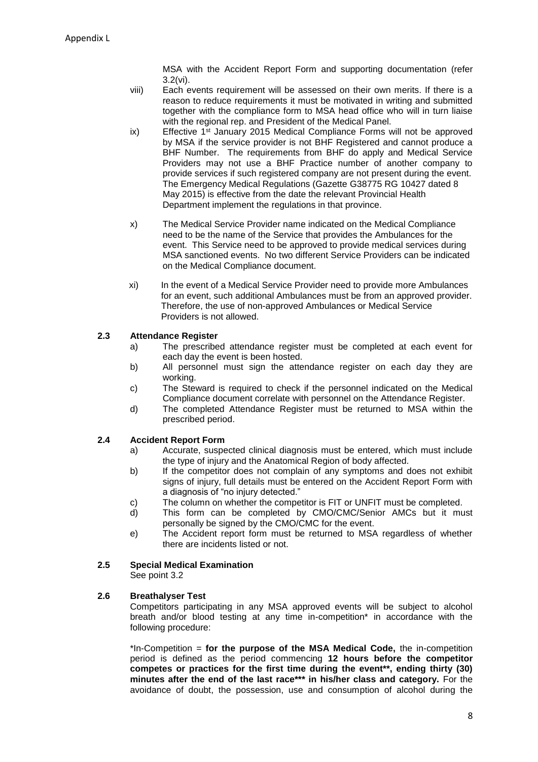MSA with the Accident Report Form and supporting documentation (refer 3.2(vi).

viii) Each events requirement will be assessed on their own merits. If there is a reason to reduce requirements it must be motivated in writing and submitted together with the compliance form to MSA head office who will in turn liaise with the regional rep. and President of the Medical Panel.

ix) Effective 1st January 2015 Medical Compliance Forms will not be approved by MSA if the service provider is not BHF Registered and cannot produce a BHF Number. The requirements from BHF do apply and Medical Service Providers may not use a BHF Practice number of another company to provide services if such registered company are not present during the event. The Emergency Medical Regulations (Gazette G38775 RG 10427 dated 8 May 2015) is effective from the date the relevant Provincial Health Department implement the regulations in that province.

x) The Medical Service Provider name indicated on the Medical Compliance need to be the name of the Service that provides the Ambulances for the event. This Service need to be approved to provide medical services during MSA sanctioned events. No two different Service Providers can be indicated on the Medical Compliance document.

xi) In the event of a Medical Service Provider need to provide more Ambulances for an event, such additional Ambulances must be from an approved provider. Therefore, the use of non-approved Ambulances or Medical Service Providers is not allowed.

### 2.3 Attendance Register

a) The prescribed attendance register must be completed at each event for each day the event is been hosted.

b) All personnel must sign the attendance register on each day they are working.

c) The Steward is required to check if the personnel indicated on the Medical Compliance document correlate with personnel on the Attendance Register.

d) The completed Attendance Register must be returned to MSA within the prescribed period.

### 2.4 Accident Report Form

a) Accurate, suspected clinical diagnosis must be entered, which must include the type of injury and the Anatomical Region of body affected.

b) If the competitor does not complain of any symptoms and does not exhibit signs of injury, full details must be entered on the Accident Report Form with a diagnosis of "no injury detected."

c) The column on whether the competitor is FIT or UNFIT must be completed.

d) This form can be completed by CMO/CMC/Senior AMCs but it must personally be signed by the CMO/CMC for the event.

e) The Accident report form must be returned to MSA regardless of whether there are incidents listed or not.

### 2.5 Special Medical Examination

See point 3.2

### 2.6 Breathalyser Test

Competitors participating in any MSA approved events will be subject to alcohol breath and/or blood testing at any time in-competition* in accordance with the following procedure:

*In-Competition = **for the purpose of the MSA Medical Code,** the in-competition period is defined as the period commencing **12 hours before the competitor competes or practices for the first time during the event**, ending thirty (30) minutes after the end of the last race*** in his/her class and category.** For the avoidance of doubt, the possession, use and consumption of alcohol during the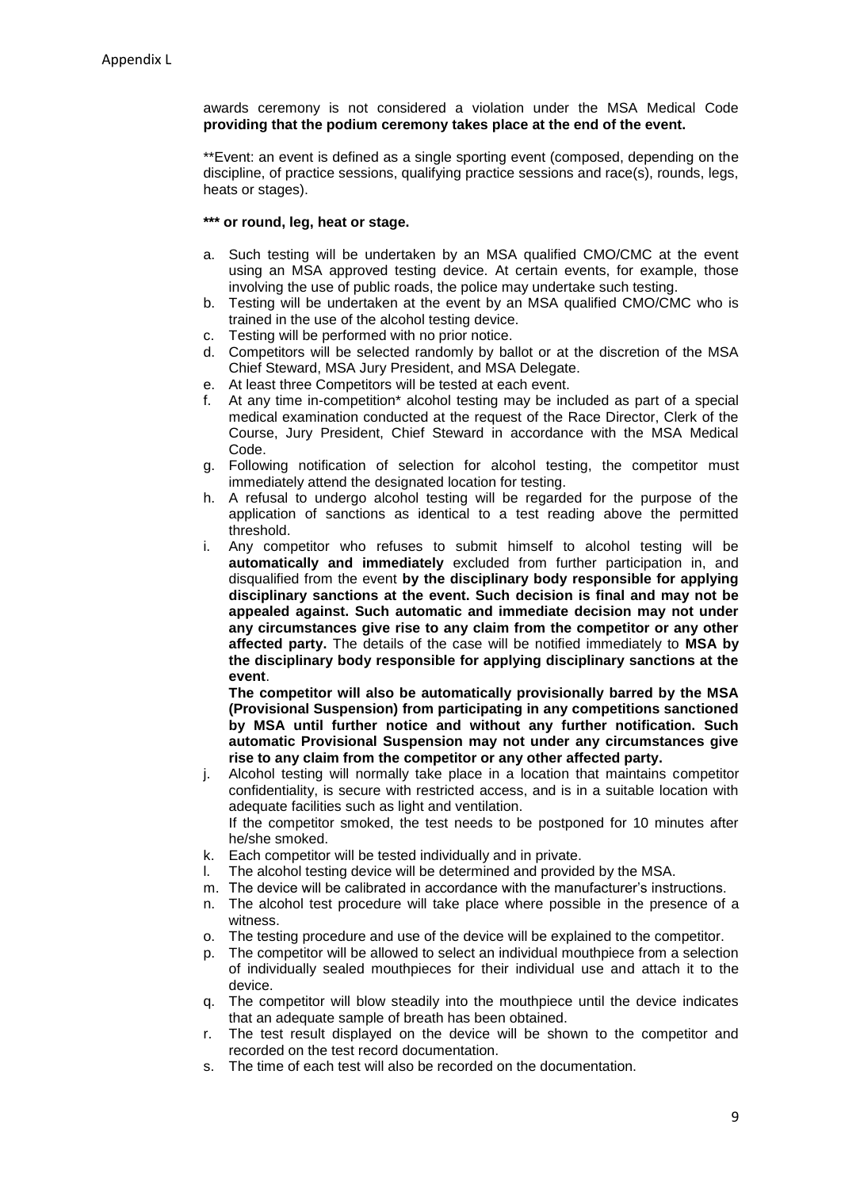awards ceremony is not considered a violation under the MSA Medical Code **providing that the podium ceremony takes place at the end of the event.**

**Event: an event is defined as a single sporting event (composed, depending on the discipline, of practice sessions, qualifying practice sessions and race(s), rounds, legs, heats or stages).

**\*\*\* or round, leg, heat or stage.**

a. Such testing will be undertaken by an MSA qualified CMO/CMC at the event using an MSA approved testing device. At certain events, for example, those involving the use of public roads, the police may undertake such testing.
b. Testing will be undertaken at the event by an MSA qualified CMO/CMC who is trained in the use of the alcohol testing device.
c. Testing will be performed with no prior notice.
d. Competitors will be selected randomly by ballot or at the discretion of the MSA Chief Steward, MSA Jury President, and MSA Delegate.
e. At least three Competitors will be tested at each event.
f. At any time in-competition* alcohol testing may be included as part of a special medical examination conducted at the request of the Race Director, Clerk of the Course, Jury President, Chief Steward in accordance with the MSA Medical Code.
g. Following notification of selection for alcohol testing, the competitor must immediately attend the designated location for testing.
h. A refusal to undergo alcohol testing will be regarded for the purpose of the application of sanctions as identical to a test reading above the permitted threshold.
i. Any competitor who refuses to submit himself to alcohol testing will be **automatically and immediately** excluded from further participation in, and disqualified from the event **by the disciplinary body responsible for applying disciplinary sanctions at the event. Such decision is final and may not be appealed against. Such automatic and immediate decision may not under any circumstances give rise to any claim from the competitor or any other affected party.** The details of the case will be notified immediately to **MSA by the disciplinary body responsible for applying disciplinary sanctions at the event**.

   **The competitor will also be automatically provisionally barred by the MSA (Provisional Suspension) from participating in any competitions sanctioned by MSA until further notice and without any further notification. Such automatic Provisional Suspension may not under any circumstances give rise to any claim from the competitor or any other affected party.**
j. Alcohol testing will normally take place in a location that maintains competitor confidentiality, is secure with restricted access, and is in a suitable location with adequate facilities such as light and ventilation.

   If the competitor smoked, the test needs to be postponed for 10 minutes after he/she smoked.
k. Each competitor will be tested individually and in private.
l. The alcohol testing device will be determined and provided by the MSA.
m. The device will be calibrated in accordance with the manufacturer's instructions.
n. The alcohol test procedure will take place where possible in the presence of a witness.
o. The testing procedure and use of the device will be explained to the competitor.
p. The competitor will be allowed to select an individual mouthpiece from a selection of individually sealed mouthpieces for their individual use and attach it to the device.
q. The competitor will blow steadily into the mouthpiece until the device indicates that an adequate sample of breath has been obtained.
r. The test result displayed on the device will be shown to the competitor and recorded on the test record documentation.
s. The time of each test will also be recorded on the documentation.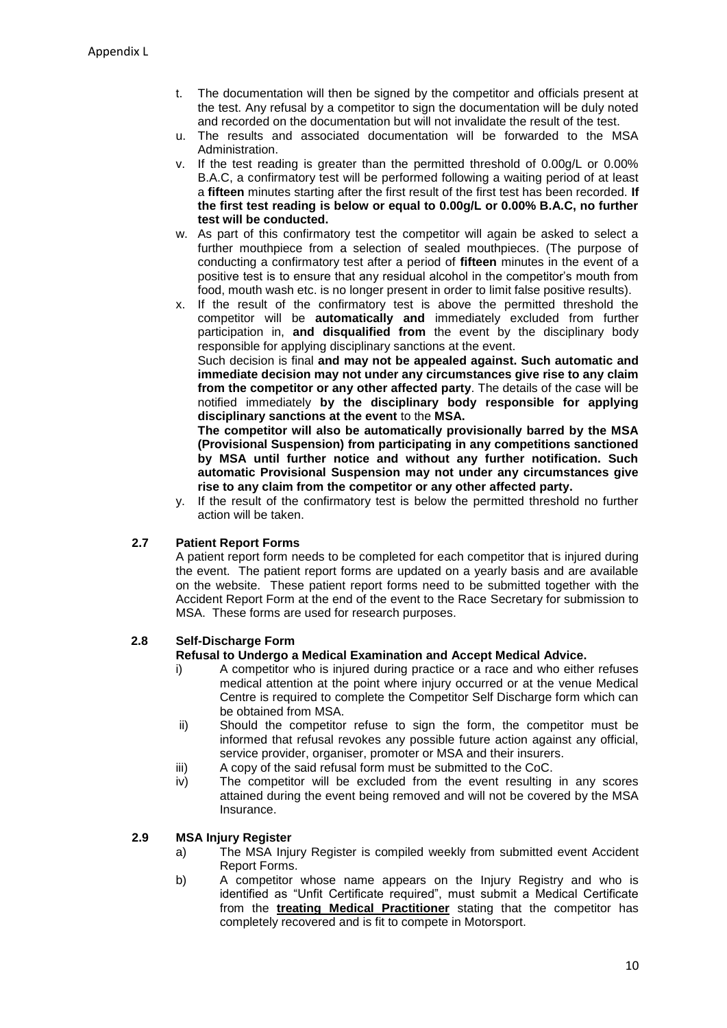t. The documentation will then be signed by the competitor and officials present at the test. Any refusal by a competitor to sign the documentation will be duly noted and recorded on the documentation but will not invalidate the result of the test.

u. The results and associated documentation will be forwarded to the MSA Administration.

v. If the test reading is greater than the permitted threshold of 0.00g/L or 0.00% B.A.C, a confirmatory test will be performed following a waiting period of at least a **fifteen** minutes starting after the first result of the first test has been recorded. **If the first test reading is below or equal to 0.00g/L or 0.00% B.A.C, no further test will be conducted.**

w. As part of this confirmatory test the competitor will again be asked to select a further mouthpiece from a selection of sealed mouthpieces. (The purpose of conducting a confirmatory test after a period of **fifteen** minutes in the event of a positive test is to ensure that any residual alcohol in the competitor's mouth from food, mouth wash etc. is no longer present in order to limit false positive results).

x. If the result of the confirmatory test is above the permitted threshold the competitor will be **automatically and** immediately excluded from further participation in, **and disqualified from** the event by the disciplinary body responsible for applying disciplinary sanctions at the event.

   Such decision is final **and may not be appealed against. Such automatic and immediate decision may not under any circumstances give rise to any claim from the competitor or any other affected party**. The details of the case will be notified immediately **by the disciplinary body responsible for applying disciplinary sanctions at the event** to the **MSA.**

   **The competitor will also be automatically provisionally barred by the MSA (Provisional Suspension) from participating in any competitions sanctioned by MSA until further notice and without any further notification. Such automatic Provisional Suspension may not under any circumstances give rise to any claim from the competitor or any other affected party.**

y. If the result of the confirmatory test is below the permitted threshold no further action will be taken.

### 2.7 Patient Report Forms

A patient report form needs to be completed for each competitor that is injured during the event. The patient report forms are updated on a yearly basis and are available on the website. These patient report forms need to be submitted together with the Accident Report Form at the end of the event to the Race Secretary for submission to MSA. These forms are used for research purposes.

### 2.8 Self-Discharge Form

**Refusal to Undergo a Medical Examination and Accept Medical Advice.**

i) A competitor who is injured during practice or a race and who either refuses medical attention at the point where injury occurred or at the venue Medical Centre is required to complete the Competitor Self Discharge form which can be obtained from MSA.

ii) Should the competitor refuse to sign the form, the competitor must be informed that refusal revokes any possible future action against any official, service provider, organiser, promoter or MSA and their insurers.

iii) A copy of the said refusal form must be submitted to the CoC.

iv) The competitor will be excluded from the event resulting in any scores attained during the event being removed and will not be covered by the MSA Insurance.

### 2.9 MSA Injury Register

a) The MSA Injury Register is compiled weekly from submitted event Accident Report Forms.

b) A competitor whose name appears on the Injury Registry and who is identified as "Unfit Certificate required", must submit a Medical Certificate from the **treating Medical Practitioner** stating that the competitor has completely recovered and is fit to compete in Motorsport.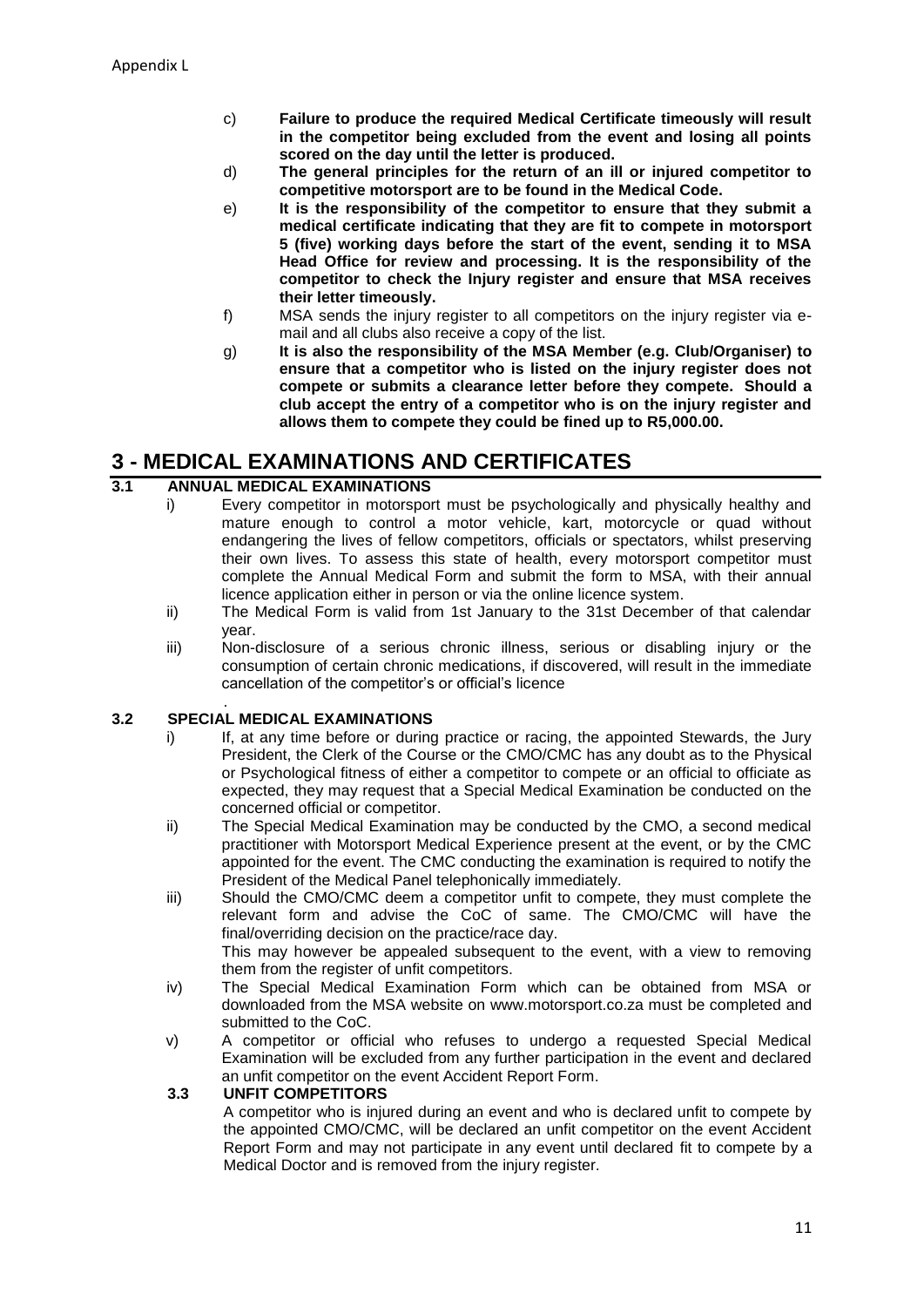c) **Failure to produce the required Medical Certificate timeously will result in the competitor being excluded from the event and losing all points scored on the day until the letter is produced.**

d) **The general principles for the return of an ill or injured competitor to competitive motorsport are to be found in the Medical Code.**

e) **It is the responsibility of the competitor to ensure that they submit a medical certificate indicating that they are fit to compete in motorsport 5 (five) working days before the start of the event, sending it to MSA Head Office for review and processing. It is the responsibility of the competitor to check the Injury register and ensure that MSA receives their letter timeously.**

f) MSA sends the injury register to all competitors on the injury register via e-mail and all clubs also receive a copy of the list.

g) **It is also the responsibility of the MSA Member (e.g. Club/Organiser) to ensure that a competitor who is listed on the injury register does not compete or submits a clearance letter before they compete. Should a club accept the entry of a competitor who is on the injury register and allows them to compete they could be fined up to R5,000.00.**

# 3 - MEDICAL EXAMINATIONS AND CERTIFICATES

## 3.1 ANNUAL MEDICAL EXAMINATIONS

i) Every competitor in motorsport must be psychologically and physically healthy and mature enough to control a motor vehicle, kart, motorcycle or quad without endangering the lives of fellow competitors, officials or spectators, whilst preserving their own lives. To assess this state of health, every motorsport competitor must complete the Annual Medical Form and submit the form to MSA, with their annual licence application either in person or via the online licence system.

ii) The Medical Form is valid from 1st January to the 31st December of that calendar year.

iii) Non-disclosure of a serious chronic illness, serious or disabling injury or the consumption of certain chronic medications, if discovered, will result in the immediate cancellation of the competitor's or official's licence

.

## 3.2 SPECIAL MEDICAL EXAMINATIONS

i) If, at any time before or during practice or racing, the appointed Stewards, the Jury President, the Clerk of the Course or the CMO/CMC has any doubt as to the Physical or Psychological fitness of either a competitor to compete or an official to officiate as expected, they may request that a Special Medical Examination be conducted on the concerned official or competitor.

ii) The Special Medical Examination may be conducted by the CMO, a second medical practitioner with Motorsport Medical Experience present at the event, or by the CMC appointed for the event. The CMC conducting the examination is required to notify the President of the Medical Panel telephonically immediately.

iii) Should the CMO/CMC deem a competitor unfit to compete, they must complete the relevant form and advise the CoC of same. The CMO/CMC will have the final/overriding decision on the practice/race day.
This may however be appealed subsequent to the event, with a view to removing them from the register of unfit competitors.

iv) The Special Medical Examination Form which can be obtained from MSA or downloaded from the MSA website on www.motorsport.co.za must be completed and submitted to the CoC.

v) A competitor or official who refuses to undergo a requested Special Medical Examination will be excluded from any further participation in the event and declared an unfit competitor on the event Accident Report Form.

## 3.3 UNFIT COMPETITORS

A competitor who is injured during an event and who is declared unfit to compete by the appointed CMO/CMC, will be declared an unfit competitor on the event Accident Report Form and may not participate in any event until declared fit to compete by a Medical Doctor and is removed from the injury register.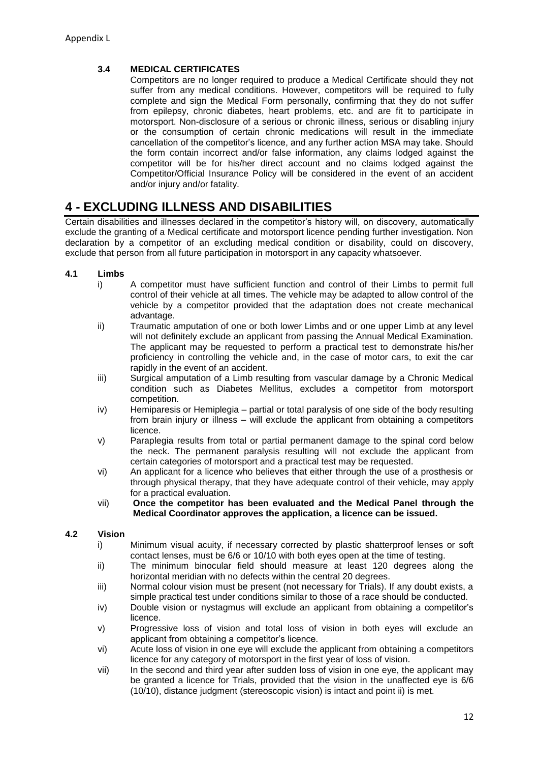Appendix L

### 3.4 MEDICAL CERTIFICATES

Competitors are no longer required to produce a Medical Certificate should they not suffer from any medical conditions. However, competitors will be required to fully complete and sign the Medical Form personally, confirming that they do not suffer from epilepsy, chronic diabetes, heart problems, etc. and are fit to participate in motorsport. Non-disclosure of a serious or chronic illness, serious or disabling injury or the consumption of certain chronic medications will result in the immediate cancellation of the competitor's licence, and any further action MSA may take. Should the form contain incorrect and/or false information, any claims lodged against the competitor will be for his/her direct account and no claims lodged against the Competitor/Official Insurance Policy will be considered in the event of an accident and/or injury and/or fatality.

# 4 - EXCLUDING ILLNESS AND DISABILITIES

Certain disabilities and illnesses declared in the competitor's history will, on discovery, automatically exclude the granting of a Medical certificate and motorsport licence pending further investigation. Non declaration by a competitor of an excluding medical condition or disability, could on discovery, exclude that person from all future participation in motorsport in any capacity whatsoever.

### 4.1 Limbs

i) A competitor must have sufficient function and control of their Limbs to permit full control of their vehicle at all times. The vehicle may be adapted to allow control of the vehicle by a competitor provided that the adaptation does not create mechanical advantage.

ii) Traumatic amputation of one or both lower Limbs and or one upper Limb at any level will not definitely exclude an applicant from passing the Annual Medical Examination. The applicant may be requested to perform a practical test to demonstrate his/her proficiency in controlling the vehicle and, in the case of motor cars, to exit the car rapidly in the event of an accident.

iii) Surgical amputation of a Limb resulting from vascular damage by a Chronic Medical condition such as Diabetes Mellitus, excludes a competitor from motorsport competition.

iv) Hemiparesis or Hemiplegia – partial or total paralysis of one side of the body resulting from brain injury or illness – will exclude the applicant from obtaining a competitors licence.

v) Paraplegia results from total or partial permanent damage to the spinal cord below the neck. The permanent paralysis resulting will not exclude the applicant from certain categories of motorsport and a practical test may be requested.

vi) An applicant for a licence who believes that either through the use of a prosthesis or through physical therapy, that they have adequate control of their vehicle, may apply for a practical evaluation.

vii) **Once the competitor has been evaluated and the Medical Panel through the Medical Coordinator approves the application, a licence can be issued.**

### 4.2 Vision

i) Minimum visual acuity, if necessary corrected by plastic shatterproof lenses or soft contact lenses, must be 6/6 or 10/10 with both eyes open at the time of testing.

ii) The minimum binocular field should measure at least 120 degrees along the horizontal meridian with no defects within the central 20 degrees.

iii) Normal colour vision must be present (not necessary for Trials). If any doubt exists, a simple practical test under conditions similar to those of a race should be conducted.

iv) Double vision or nystagmus will exclude an applicant from obtaining a competitor's licence.

v) Progressive loss of vision and total loss of vision in both eyes will exclude an applicant from obtaining a competitor's licence.

vi) Acute loss of vision in one eye will exclude the applicant from obtaining a competitors licence for any category of motorsport in the first year of loss of vision.

vii) In the second and third year after sudden loss of vision in one eye, the applicant may be granted a licence for Trials, provided that the vision in the unaffected eye is 6/6 (10/10), distance judgment (stereoscopic vision) is intact and point ii) is met.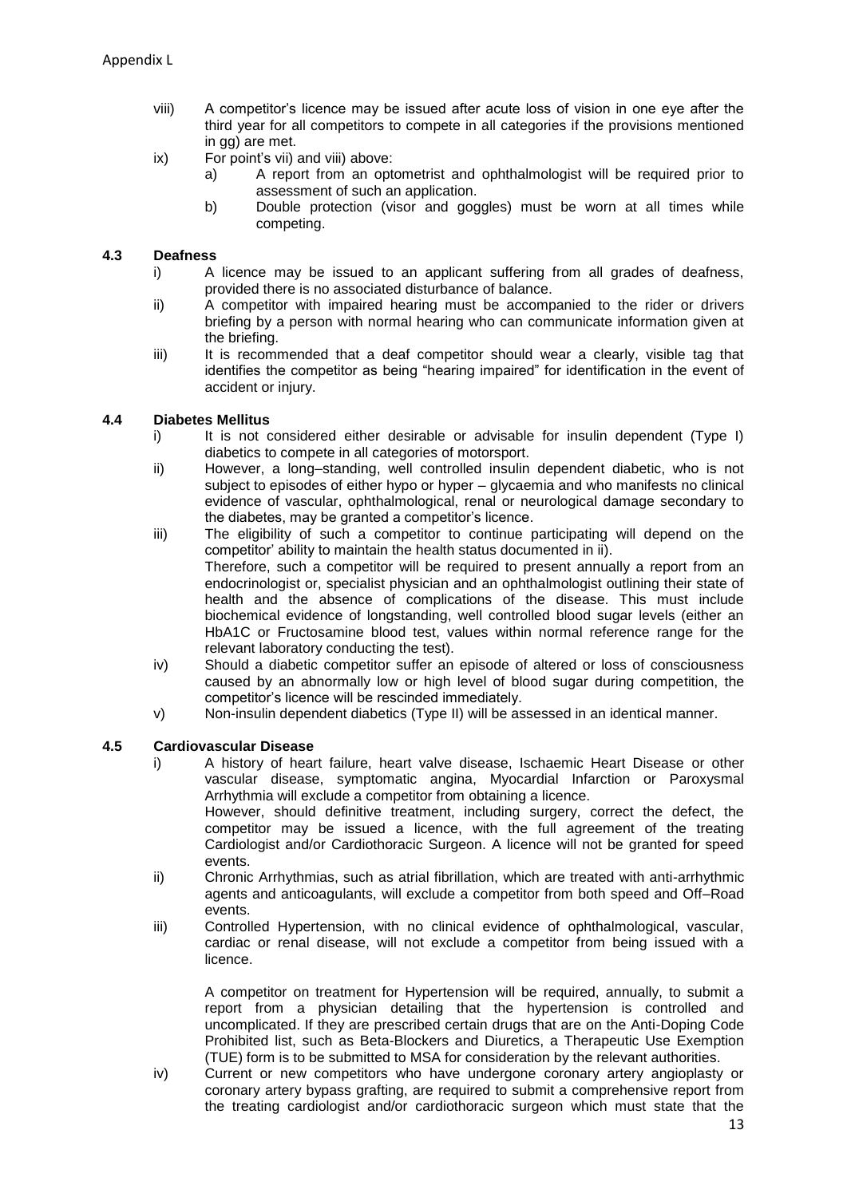viii) A competitor's licence may be issued after acute loss of vision in one eye after the third year for all competitors to compete in all categories if the provisions mentioned in gg) are met.

ix) For point's vii) and viii) above:

  a) A report from an optometrist and ophthalmologist will be required prior to assessment of such an application.

  b) Double protection (visor and goggles) must be worn at all times while competing.

### 4.3 Deafness

i) A licence may be issued to an applicant suffering from all grades of deafness, provided there is no associated disturbance of balance.

ii) A competitor with impaired hearing must be accompanied to the rider or drivers briefing by a person with normal hearing who can communicate information given at the briefing.

iii) It is recommended that a deaf competitor should wear a clearly, visible tag that identifies the competitor as being "hearing impaired" for identification in the event of accident or injury.

### 4.4 Diabetes Mellitus

i) It is not considered either desirable or advisable for insulin dependent (Type I) diabetics to compete in all categories of motorsport.

ii) However, a long–standing, well controlled insulin dependent diabetic, who is not subject to episodes of either hypo or hyper – glycaemia and who manifests no clinical evidence of vascular, ophthalmological, renal or neurological damage secondary to the diabetes, may be granted a competitor's licence.

iii) The eligibility of such a competitor to continue participating will depend on the competitor' ability to maintain the health status documented in ii).
Therefore, such a competitor will be required to present annually a report from an endocrinologist or, specialist physician and an ophthalmologist outlining their state of health and the absence of complications of the disease. This must include biochemical evidence of longstanding, well controlled blood sugar levels (either an HbA1C or Fructosamine blood test, values within normal reference range for the relevant laboratory conducting the test).

iv) Should a diabetic competitor suffer an episode of altered or loss of consciousness caused by an abnormally low or high level of blood sugar during competition, the competitor's licence will be rescinded immediately.

v) Non-insulin dependent diabetics (Type II) will be assessed in an identical manner.

### 4.5 Cardiovascular Disease

i) A history of heart failure, heart valve disease, Ischaemic Heart Disease or other vascular disease, symptomatic angina, Myocardial Infarction or Paroxysmal Arrhythmia will exclude a competitor from obtaining a licence.
However, should definitive treatment, including surgery, correct the defect, the competitor may be issued a licence, with the full agreement of the treating Cardiologist and/or Cardiothoracic Surgeon. A licence will not be granted for speed events.

ii) Chronic Arrhythmias, such as atrial fibrillation, which are treated with anti-arrhythmic agents and anticoagulants, will exclude a competitor from both speed and Off–Road events.

iii) Controlled Hypertension, with no clinical evidence of ophthalmological, vascular, cardiac or renal disease, will not exclude a competitor from being issued with a licence.

  A competitor on treatment for Hypertension will be required, annually, to submit a report from a physician detailing that the hypertension is controlled and uncomplicated. If they are prescribed certain drugs that are on the Anti-Doping Code Prohibited list, such as Beta-Blockers and Diuretics, a Therapeutic Use Exemption (TUE) form is to be submitted to MSA for consideration by the relevant authorities.

iv) Current or new competitors who have undergone coronary artery angioplasty or coronary artery bypass grafting, are required to submit a comprehensive report from the treating cardiologist and/or cardiothoracic surgeon which must state that the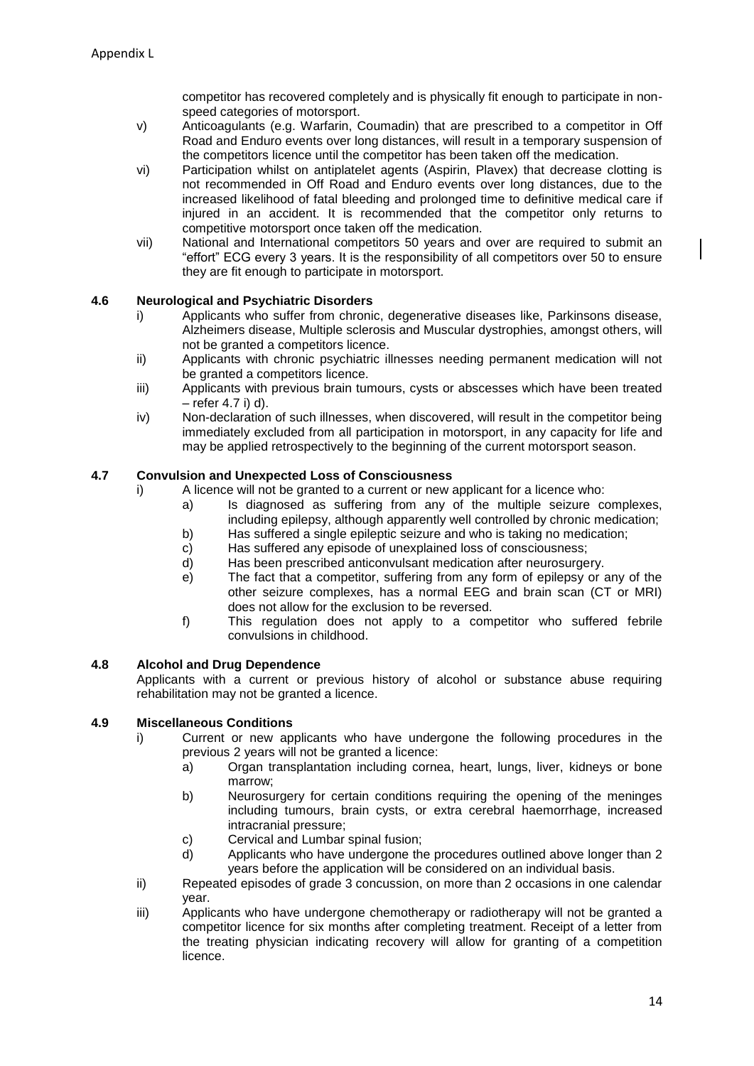competitor has recovered completely and is physically fit enough to participate in non-speed categories of motorsport.

v) Anticoagulants (e.g. Warfarin, Coumadin) that are prescribed to a competitor in Off Road and Enduro events over long distances, will result in a temporary suspension of the competitors licence until the competitor has been taken off the medication.

vi) Participation whilst on antiplatelet agents (Aspirin, Plavex) that decrease clotting is not recommended in Off Road and Enduro events over long distances, due to the increased likelihood of fatal bleeding and prolonged time to definitive medical care if injured in an accident. It is recommended that the competitor only returns to competitive motorsport once taken off the medication.

vii) National and International competitors 50 years and over are required to submit an "effort" ECG every 3 years. It is the responsibility of all competitors over 50 to ensure they are fit enough to participate in motorsport.

### 4.6 Neurological and Psychiatric Disorders

i) Applicants who suffer from chronic, degenerative diseases like, Parkinsons disease, Alzheimers disease, Multiple sclerosis and Muscular dystrophies, amongst others, will not be granted a competitors licence.

ii) Applicants with chronic psychiatric illnesses needing permanent medication will not be granted a competitors licence.

iii) Applicants with previous brain tumours, cysts or abscesses which have been treated – refer 4.7 i) d).

iv) Non-declaration of such illnesses, when discovered, will result in the competitor being immediately excluded from all participation in motorsport, in any capacity for life and may be applied retrospectively to the beginning of the current motorsport season.

### 4.7 Convulsion and Unexpected Loss of Consciousness

i) A licence will not be granted to a current or new applicant for a licence who:

a) Is diagnosed as suffering from any of the multiple seizure complexes, including epilepsy, although apparently well controlled by chronic medication;

b) Has suffered a single epileptic seizure and who is taking no medication;

c) Has suffered any episode of unexplained loss of consciousness;

d) Has been prescribed anticonvulsant medication after neurosurgery.

e) The fact that a competitor, suffering from any form of epilepsy or any of the other seizure complexes, has a normal EEG and brain scan (CT or MRI) does not allow for the exclusion to be reversed.

f) This regulation does not apply to a competitor who suffered febrile convulsions in childhood.

### 4.8 Alcohol and Drug Dependence

Applicants with a current or previous history of alcohol or substance abuse requiring rehabilitation may not be granted a licence.

### 4.9 Miscellaneous Conditions

i) Current or new applicants who have undergone the following procedures in the previous 2 years will not be granted a licence:

a) Organ transplantation including cornea, heart, lungs, liver, kidneys or bone marrow;

b) Neurosurgery for certain conditions requiring the opening of the meninges including tumours, brain cysts, or extra cerebral haemorrhage, increased intracranial pressure;

c) Cervical and Lumbar spinal fusion;

d) Applicants who have undergone the procedures outlined above longer than 2 years before the application will be considered on an individual basis.

ii) Repeated episodes of grade 3 concussion, on more than 2 occasions in one calendar year.

iii) Applicants who have undergone chemotherapy or radiotherapy will not be granted a competitor licence for six months after completing treatment. Receipt of a letter from the treating physician indicating recovery will allow for granting of a competition licence.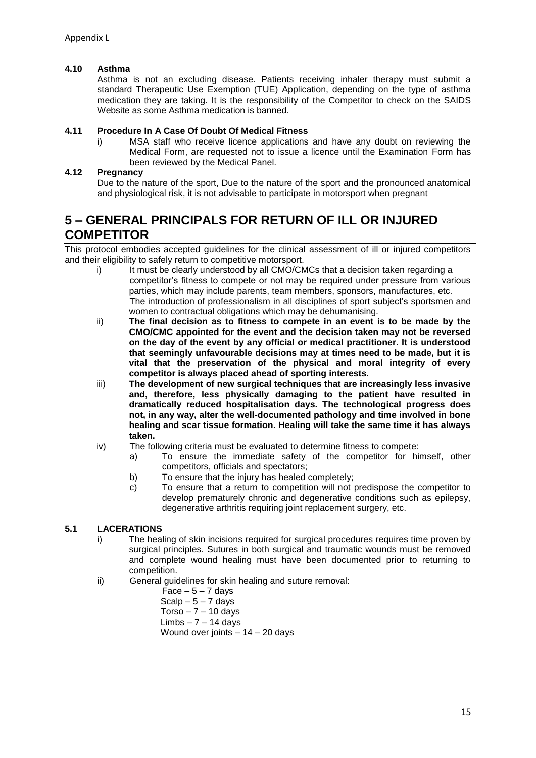Appendix L

### 4.10 Asthma

Asthma is not an excluding disease. Patients receiving inhaler therapy must submit a standard Therapeutic Use Exemption (TUE) Application, depending on the type of asthma medication they are taking. It is the responsibility of the Competitor to check on the SAIDS Website as some Asthma medication is banned.

### 4.11 Procedure In A Case Of Doubt Of Medical Fitness

i) MSA staff who receive licence applications and have any doubt on reviewing the Medical Form, are requested not to issue a licence until the Examination Form has been reviewed by the Medical Panel.

### 4.12 Pregnancy

Due to the nature of the sport, Due to the nature of the sport and the pronounced anatomical and physiological risk, it is not advisable to participate in motorsport when pregnant

## 5 – GENERAL PRINCIPALS FOR RETURN OF ILL OR INJURED COMPETITOR

This protocol embodies accepted guidelines for the clinical assessment of ill or injured competitors and their eligibility to safely return to competitive motorsport.

i) It must be clearly understood by all CMO/CMCs that a decision taken regarding a competitor's fitness to compete or not may be required under pressure from various parties, which may include parents, team members, sponsors, manufactures, etc. The introduction of professionalism in all disciplines of sport subject's sportsmen and women to contractual obligations which may be dehumanising.

ii) **The final decision as to fitness to compete in an event is to be made by the CMO/CMC appointed for the event and the decision taken may not be reversed on the day of the event by any official or medical practitioner. It is understood that seemingly unfavourable decisions may at times need to be made, but it is vital that the preservation of the physical and moral integrity of every competitor is always placed ahead of sporting interests.**

iii) **The development of new surgical techniques that are increasingly less invasive and, therefore, less physically damaging to the patient have resulted in dramatically reduced hospitalisation days. The technological progress does not, in any way, alter the well-documented pathology and time involved in bone healing and scar tissue formation. Healing will take the same time it has always taken.**

iv) The following criteria must be evaluated to determine fitness to compete:

a) To ensure the immediate safety of the competitor for himself, other competitors, officials and spectators;

b) To ensure that the injury has healed completely;

c) To ensure that a return to competition will not predispose the competitor to develop prematurely chronic and degenerative conditions such as epilepsy, degenerative arthritis requiring joint replacement surgery, etc.

### 5.1 LACERATIONS

i) The healing of skin incisions required for surgical procedures requires time proven by surgical principles. Sutures in both surgical and traumatic wounds must be removed and complete wound healing must have been documented prior to returning to competition.

ii) General guidelines for skin healing and suture removal:

Face – 5 – 7 days
Scalp – 5 – 7 days
Torso – 7 – 10 days
Limbs – 7 – 14 days
Wound over joints – 14 – 20 days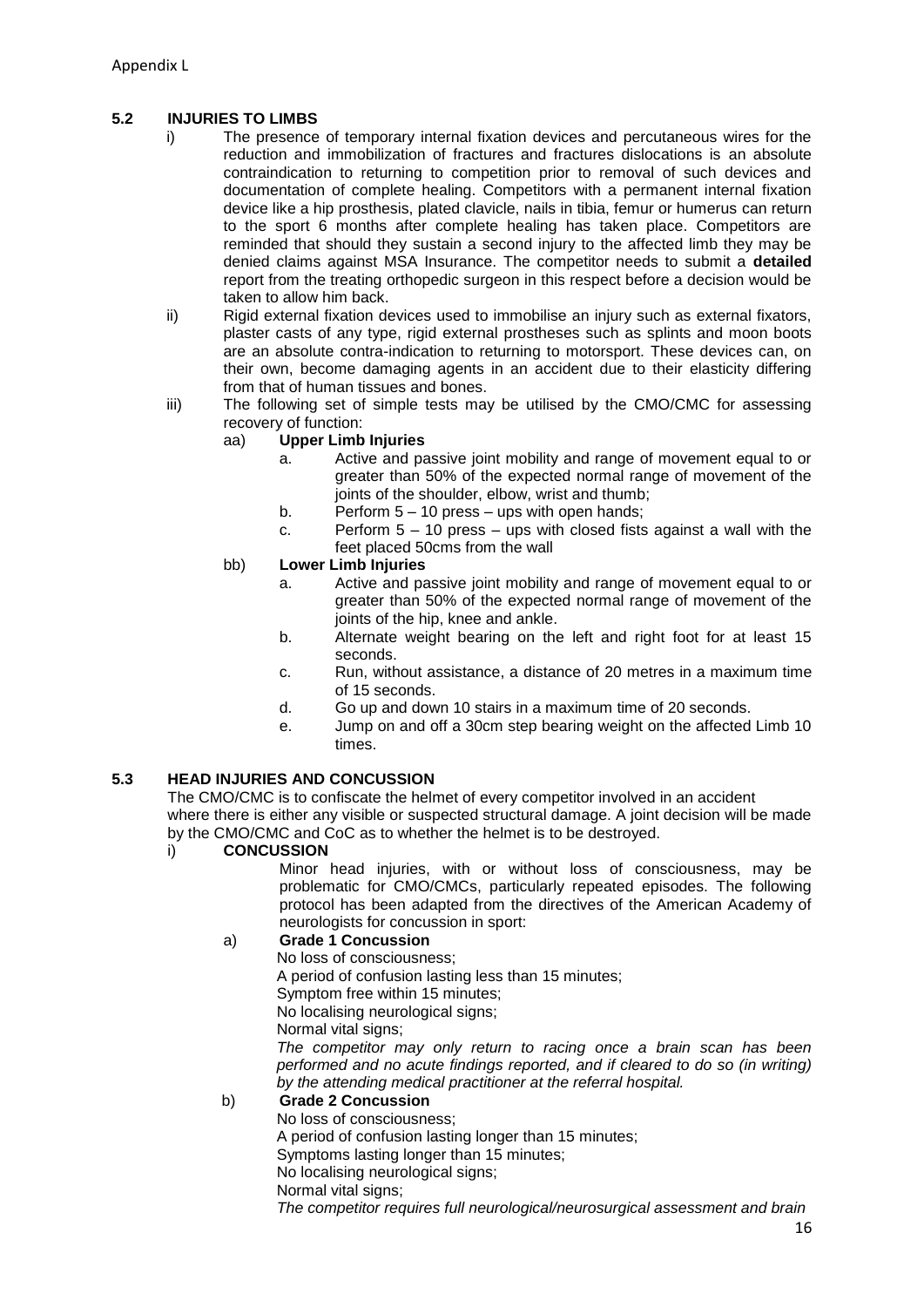### 5.2 INJURIES TO LIMBS

i) The presence of temporary internal fixation devices and percutaneous wires for the reduction and immobilization of fractures and fractures dislocations is an absolute contraindication to returning to competition prior to removal of such devices and documentation of complete healing. Competitors with a permanent internal fixation device like a hip prosthesis, plated clavicle, nails in tibia, femur or humerus can return to the sport 6 months after complete healing has taken place. Competitors are reminded that should they sustain a second injury to the affected limb they may be denied claims against MSA Insurance. The competitor needs to submit a **detailed** report from the treating orthopedic surgeon in this respect before a decision would be taken to allow him back.

ii) Rigid external fixation devices used to immobilise an injury such as external fixators, plaster casts of any type, rigid external prostheses such as splints and moon boots are an absolute contra-indication to returning to motorsport. These devices can, on their own, become damaging agents in an accident due to their elasticity differing from that of human tissues and bones.

iii) The following set of simple tests may be utilised by the CMO/CMC for assessing recovery of function:

aa) **Upper Limb Injuries**

a. Active and passive joint mobility and range of movement equal to or greater than 50% of the expected normal range of movement of the joints of the shoulder, elbow, wrist and thumb;

b. Perform 5 – 10 press – ups with open hands;

c. Perform 5 – 10 press – ups with closed fists against a wall with the feet placed 50cms from the wall

bb) **Lower Limb Injuries**

a. Active and passive joint mobility and range of movement equal to or greater than 50% of the expected normal range of movement of the joints of the hip, knee and ankle.

b. Alternate weight bearing on the left and right foot for at least 15 seconds.

c. Run, without assistance, a distance of 20 metres in a maximum time of 15 seconds.

d. Go up and down 10 stairs in a maximum time of 20 seconds.

e. Jump on and off a 30cm step bearing weight on the affected Limb 10 times.

### 5.3 HEAD INJURIES AND CONCUSSION

The CMO/CMC is to confiscate the helmet of every competitor involved in an accident where there is either any visible or suspected structural damage. A joint decision will be made by the CMO/CMC and CoC as to whether the helmet is to be destroyed.

i) **CONCUSSION**

Minor head injuries, with or without loss of consciousness, may be problematic for CMO/CMCs, particularly repeated episodes. The following protocol has been adapted from the directives of the American Academy of neurologists for concussion in sport:

a) **Grade 1 Concussion**

No loss of consciousness;
A period of confusion lasting less than 15 minutes;
Symptom free within 15 minutes;
No localising neurological signs;
Normal vital signs;

*The competitor may only return to racing once a brain scan has been performed and no acute findings reported, and if cleared to do so (in writing) by the attending medical practitioner at the referral hospital.*

b) **Grade 2 Concussion**

No loss of consciousness;
A period of confusion lasting longer than 15 minutes;
Symptoms lasting longer than 15 minutes;
No localising neurological signs;
Normal vital signs;

*The competitor requires full neurological/neurosurgical assessment and brain*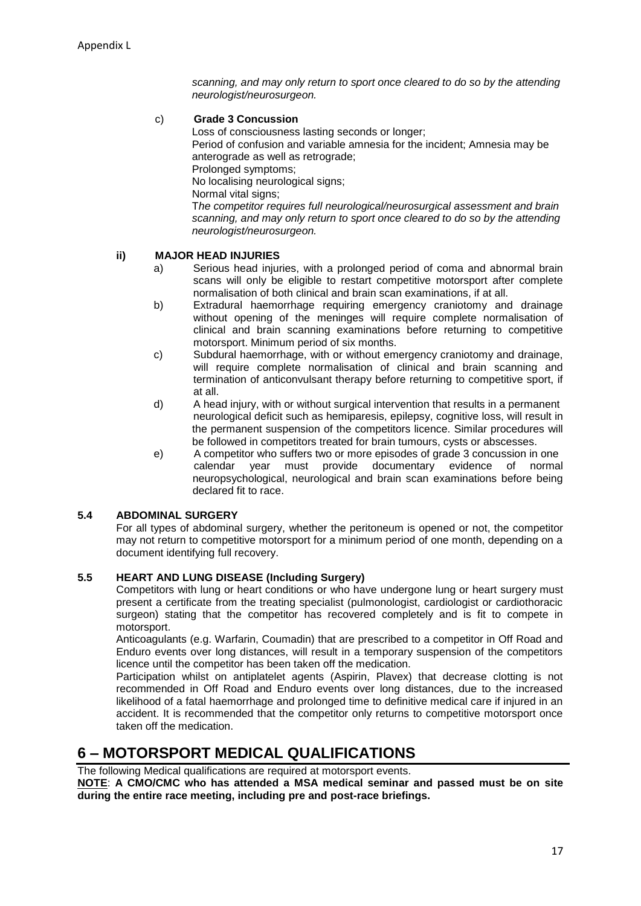*scanning, and may only return to sport once cleared to do so by the attending neurologist/neurosurgeon.*

c) **Grade 3 Concussion**

Loss of consciousness lasting seconds or longer;
Period of confusion and variable amnesia for the incident; Amnesia may be anterograde as well as retrograde;
Prolonged symptoms;
No localising neurological signs;
Normal vital signs;
T*he competitor requires full neurological/neurosurgical assessment and brain scanning, and may only return to sport once cleared to do so by the attending neurologist/neurosurgeon.*

**ii) MAJOR HEAD INJURIES**

a) Serious head injuries, with a prolonged period of coma and abnormal brain scans will only be eligible to restart competitive motorsport after complete normalisation of both clinical and brain scan examinations, if at all.

b) Extradural haemorrhage requiring emergency craniotomy and drainage without opening of the meninges will require complete normalisation of clinical and brain scanning examinations before returning to competitive motorsport. Minimum period of six months.

c) Subdural haemorrhage, with or without emergency craniotomy and drainage, will require complete normalisation of clinical and brain scanning and termination of anticonvulsant therapy before returning to competitive sport, if at all.

d) A head injury, with or without surgical intervention that results in a permanent neurological deficit such as hemiparesis, epilepsy, cognitive loss, will result in the permanent suspension of the competitors licence. Similar procedures will be followed in competitors treated for brain tumours, cysts or abscesses.

e) A competitor who suffers two or more episodes of grade 3 concussion in one calendar year must provide documentary evidence of normal neuropsychological, neurological and brain scan examinations before being declared fit to race.

### 5.4 ABDOMINAL SURGERY

For all types of abdominal surgery, whether the peritoneum is opened or not, the competitor may not return to competitive motorsport for a minimum period of one month, depending on a document identifying full recovery.

### 5.5 HEART AND LUNG DISEASE (Including Surgery)

Competitors with lung or heart conditions or who have undergone lung or heart surgery must present a certificate from the treating specialist (pulmonologist, cardiologist or cardiothoracic surgeon) stating that the competitor has recovered completely and is fit to compete in motorsport.

Anticoagulants (e.g. Warfarin, Coumadin) that are prescribed to a competitor in Off Road and Enduro events over long distances, will result in a temporary suspension of the competitors licence until the competitor has been taken off the medication.

Participation whilst on antiplatelet agents (Aspirin, Plavex) that decrease clotting is not recommended in Off Road and Enduro events over long distances, due to the increased likelihood of a fatal haemorrhage and prolonged time to definitive medical care if injured in an accident. It is recommended that the competitor only returns to competitive motorsport once taken off the medication.

## 6 – MOTORSPORT MEDICAL QUALIFICATIONS

The following Medical qualifications are required at motorsport events.

**<u>NOTE</u>: A CMO/CMC who has attended a MSA medical seminar and passed must be on site during the entire race meeting, including pre and post-race briefings.**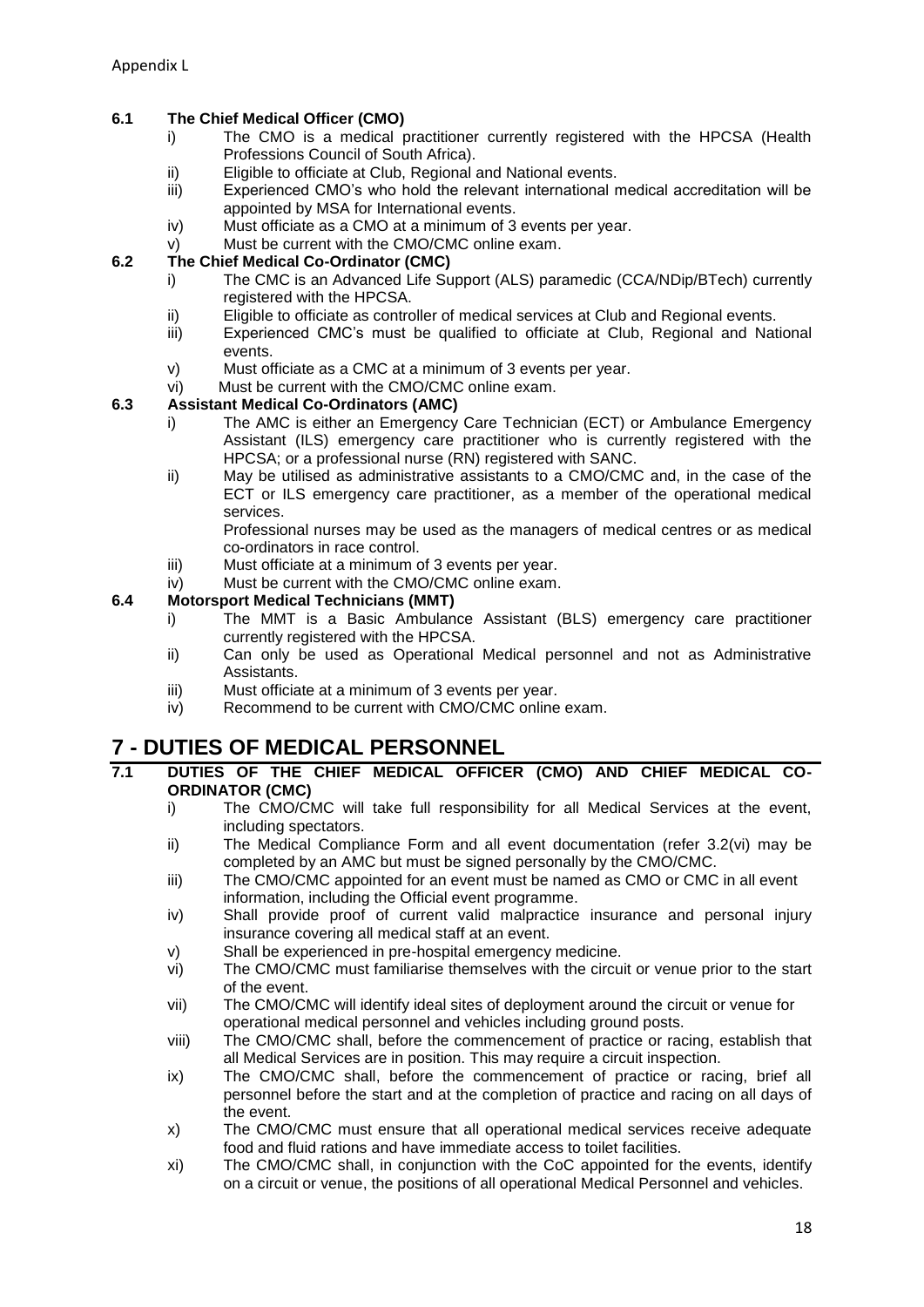### 6.1 The Chief Medical Officer (CMO)

i) The CMO is a medical practitioner currently registered with the HPCSA (Health Professions Council of South Africa).

ii) Eligible to officiate at Club, Regional and National events.

iii) Experienced CMO's who hold the relevant international medical accreditation will be appointed by MSA for International events.

iv) Must officiate as a CMO at a minimum of 3 events per year.

v) Must be current with the CMO/CMC online exam.

### 6.2 The Chief Medical Co-Ordinator (CMC)

i) The CMC is an Advanced Life Support (ALS) paramedic (CCA/NDip/BTech) currently registered with the HPCSA.

ii) Eligible to officiate as controller of medical services at Club and Regional events.

iii) Experienced CMC's must be qualified to officiate at Club, Regional and National events.

v) Must officiate as a CMC at a minimum of 3 events per year.

vi) Must be current with the CMO/CMC online exam.

### 6.3 Assistant Medical Co-Ordinators (AMC)

i) The AMC is either an Emergency Care Technician (ECT) or Ambulance Emergency Assistant (ILS) emergency care practitioner who is currently registered with the HPCSA; or a professional nurse (RN) registered with SANC.

ii) May be utilised as administrative assistants to a CMO/CMC and, in the case of the ECT or ILS emergency care practitioner, as a member of the operational medical services.

Professional nurses may be used as the managers of medical centres or as medical co-ordinators in race control.

iii) Must officiate at a minimum of 3 events per year.

iv) Must be current with the CMO/CMC online exam.

### 6.4 Motorsport Medical Technicians (MMT)

i) The MMT is a Basic Ambulance Assistant (BLS) emergency care practitioner currently registered with the HPCSA.

ii) Can only be used as Operational Medical personnel and not as Administrative Assistants.

iii) Must officiate at a minimum of 3 events per year.

iv) Recommend to be current with CMO/CMC online exam.

# 7 - DUTIES OF MEDICAL PERSONNEL

### 7.1 DUTIES OF THE CHIEF MEDICAL OFFICER (CMO) AND CHIEF MEDICAL CO-ORDINATOR (CMC)

i) The CMO/CMC will take full responsibility for all Medical Services at the event, including spectators.

ii) The Medical Compliance Form and all event documentation (refer 3.2(vi) may be completed by an AMC but must be signed personally by the CMO/CMC.

iii) The CMO/CMC appointed for an event must be named as CMO or CMC in all event information, including the Official event programme.

iv) Shall provide proof of current valid malpractice insurance and personal injury insurance covering all medical staff at an event.

v) Shall be experienced in pre-hospital emergency medicine.

vi) The CMO/CMC must familiarise themselves with the circuit or venue prior to the start of the event.

vii) The CMO/CMC will identify ideal sites of deployment around the circuit or venue for operational medical personnel and vehicles including ground posts.

viii) The CMO/CMC shall, before the commencement of practice or racing, establish that all Medical Services are in position. This may require a circuit inspection.

ix) The CMO/CMC shall, before the commencement of practice or racing, brief all personnel before the start and at the completion of practice and racing on all days of the event.

x) The CMO/CMC must ensure that all operational medical services receive adequate food and fluid rations and have immediate access to toilet facilities.

xi) The CMO/CMC shall, in conjunction with the CoC appointed for the events, identify on a circuit or venue, the positions of all operational Medical Personnel and vehicles.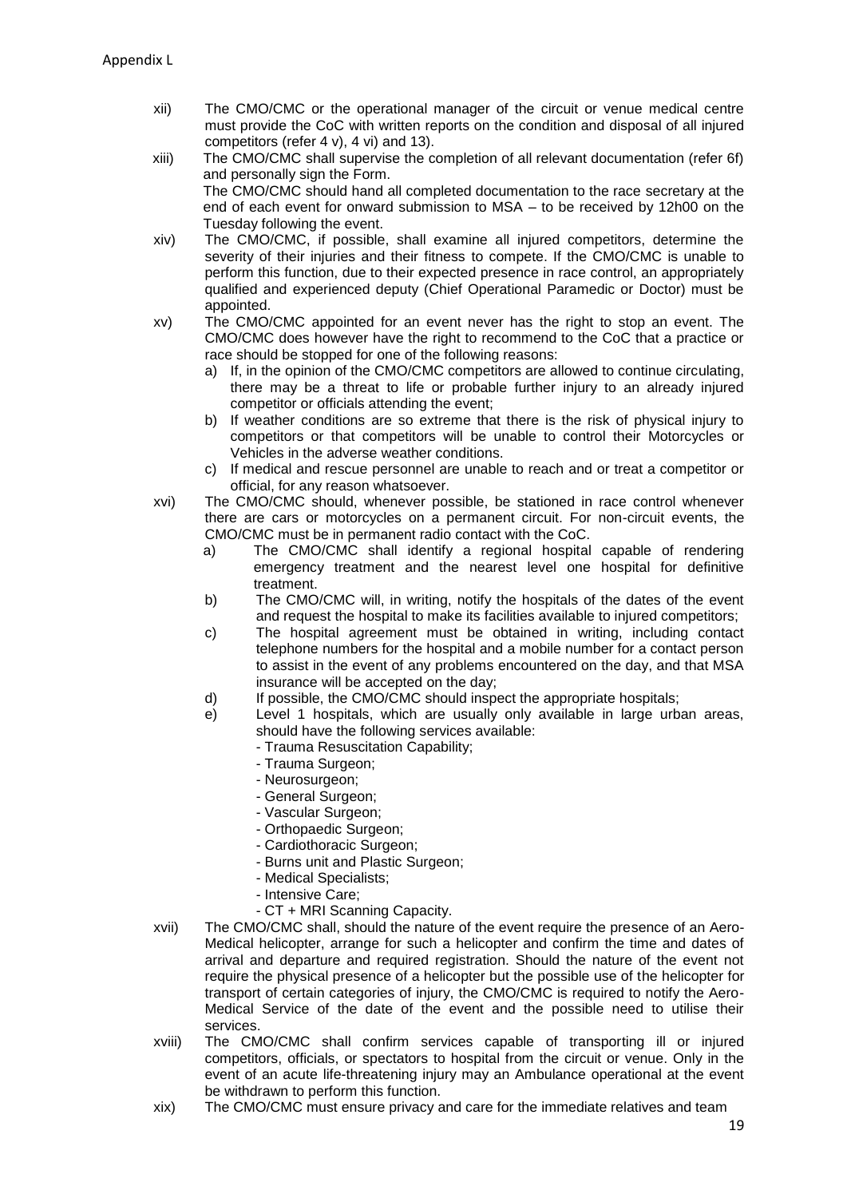xii) The CMO/CMC or the operational manager of the circuit or venue medical centre must provide the CoC with written reports on the condition and disposal of all injured competitors (refer 4 v), 4 vi) and 13).

xiii) The CMO/CMC shall supervise the completion of all relevant documentation (refer 6f) and personally sign the Form.
The CMO/CMC should hand all completed documentation to the race secretary at the end of each event for onward submission to MSA – to be received by 12h00 on the Tuesday following the event.

xiv) The CMO/CMC, if possible, shall examine all injured competitors, determine the severity of their injuries and their fitness to compete. If the CMO/CMC is unable to perform this function, due to their expected presence in race control, an appropriately qualified and experienced deputy (Chief Operational Paramedic or Doctor) must be appointed.

xv) The CMO/CMC appointed for an event never has the right to stop an event. The CMO/CMC does however have the right to recommend to the CoC that a practice or race should be stopped for one of the following reasons:
   a) If, in the opinion of the CMO/CMC competitors are allowed to continue circulating, there may be a threat to life or probable further injury to an already injured competitor or officials attending the event;
   b) If weather conditions are so extreme that there is the risk of physical injury to competitors or that competitors will be unable to control their Motorcycles or Vehicles in the adverse weather conditions.
   c) If medical and rescue personnel are unable to reach and or treat a competitor or official, for any reason whatsoever.

xvi) The CMO/CMC should, whenever possible, be stationed in race control whenever there are cars or motorcycles on a permanent circuit. For non-circuit events, the CMO/CMC must be in permanent radio contact with the CoC.
   a) The CMO/CMC shall identify a regional hospital capable of rendering emergency treatment and the nearest level one hospital for definitive treatment.
   b) The CMO/CMC will, in writing, notify the hospitals of the dates of the event and request the hospital to make its facilities available to injured competitors;
   c) The hospital agreement must be obtained in writing, including contact telephone numbers for the hospital and a mobile number for a contact person to assist in the event of any problems encountered on the day, and that MSA insurance will be accepted on the day;
   d) If possible, the CMO/CMC should inspect the appropriate hospitals;
   e) Level 1 hospitals, which are usually only available in large urban areas, should have the following services available:
      - Trauma Resuscitation Capability;
      - Trauma Surgeon;
      - Neurosurgeon;
      - General Surgeon;
      - Vascular Surgeon;
      - Orthopaedic Surgeon;
      - Cardiothoracic Surgeon;
      - Burns unit and Plastic Surgeon;
      - Medical Specialists;
      - Intensive Care;
      - CT + MRI Scanning Capacity.

xvii) The CMO/CMC shall, should the nature of the event require the presence of an Aero-Medical helicopter, arrange for such a helicopter and confirm the time and dates of arrival and departure and required registration. Should the nature of the event not require the physical presence of a helicopter but the possible use of the helicopter for transport of certain categories of injury, the CMO/CMC is required to notify the Aero-Medical Service of the date of the event and the possible need to utilise their services.

xviii) The CMO/CMC shall confirm services capable of transporting ill or injured competitors, officials, or spectators to hospital from the circuit or venue. Only in the event of an acute life-threatening injury may an Ambulance operational at the event be withdrawn to perform this function.

xix) The CMO/CMC must ensure privacy and care for the immediate relatives and team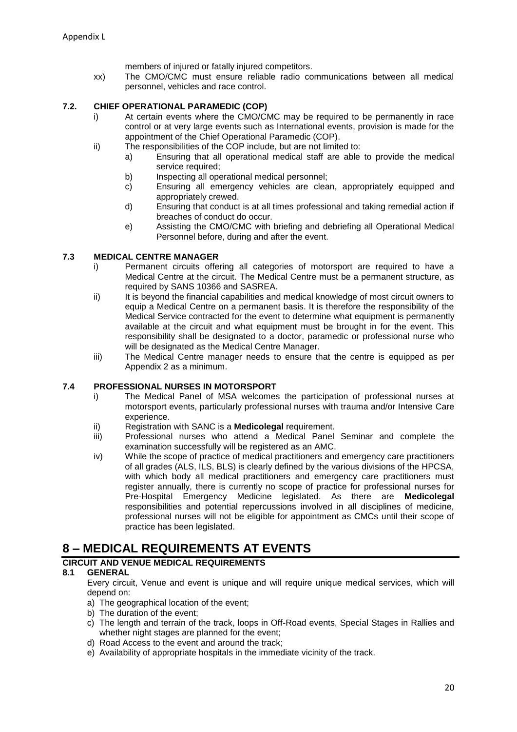members of injured or fatally injured competitors.

xx) The CMO/CMC must ensure reliable radio communications between all medical personnel, vehicles and race control.

### 7.2. CHIEF OPERATIONAL PARAMEDIC (COP)

i) At certain events where the CMO/CMC may be required to be permanently in race control or at very large events such as International events, provision is made for the appointment of the Chief Operational Paramedic (COP).

ii) The responsibilities of the COP include, but are not limited to:

   a) Ensuring that all operational medical staff are able to provide the medical service required;
   b) Inspecting all operational medical personnel;
   c) Ensuring all emergency vehicles are clean, appropriately equipped and appropriately crewed.
   d) Ensuring that conduct is at all times professional and taking remedial action if breaches of conduct do occur.
   e) Assisting the CMO/CMC with briefing and debriefing all Operational Medical Personnel before, during and after the event.

### 7.3 MEDICAL CENTRE MANAGER

i) Permanent circuits offering all categories of motorsport are required to have a Medical Centre at the circuit. The Medical Centre must be a permanent structure, as required by SANS 10366 and SASREA.

ii) It is beyond the financial capabilities and medical knowledge of most circuit owners to equip a Medical Centre on a permanent basis. It is therefore the responsibility of the Medical Service contracted for the event to determine what equipment is permanently available at the circuit and what equipment must be brought in for the event. This responsibility shall be designated to a doctor, paramedic or professional nurse who will be designated as the Medical Centre Manager.

iii) The Medical Centre manager needs to ensure that the centre is equipped as per Appendix 2 as a minimum.

### 7.4 PROFESSIONAL NURSES IN MOTORSPORT

i) The Medical Panel of MSA welcomes the participation of professional nurses at motorsport events, particularly professional nurses with trauma and/or Intensive Care experience.

ii) Registration with SANC is a **Medicolegal** requirement.

iii) Professional nurses who attend a Medical Panel Seminar and complete the examination successfully will be registered as an AMC.

iv) While the scope of practice of medical practitioners and emergency care practitioners of all grades (ALS, ILS, BLS) is clearly defined by the various divisions of the HPCSA, with which body all medical practitioners and emergency care practitioners must register annually, there is currently no scope of practice for professional nurses for Pre-Hospital Emergency Medicine legislated. As there are **Medicolegal** responsibilities and potential repercussions involved in all disciplines of medicine, professional nurses will not be eligible for appointment as CMCs until their scope of practice has been legislated.

# 8 – MEDICAL REQUIREMENTS AT EVENTS

**CIRCUIT AND VENUE MEDICAL REQUIREMENTS**

### 8.1 GENERAL

Every circuit, Venue and event is unique and will require unique medical services, which will depend on:

a) The geographical location of the event;
b) The duration of the event;
c) The length and terrain of the track, loops in Off-Road events, Special Stages in Rallies and whether night stages are planned for the event;
d) Road Access to the event and around the track;
e) Availability of appropriate hospitals in the immediate vicinity of the track.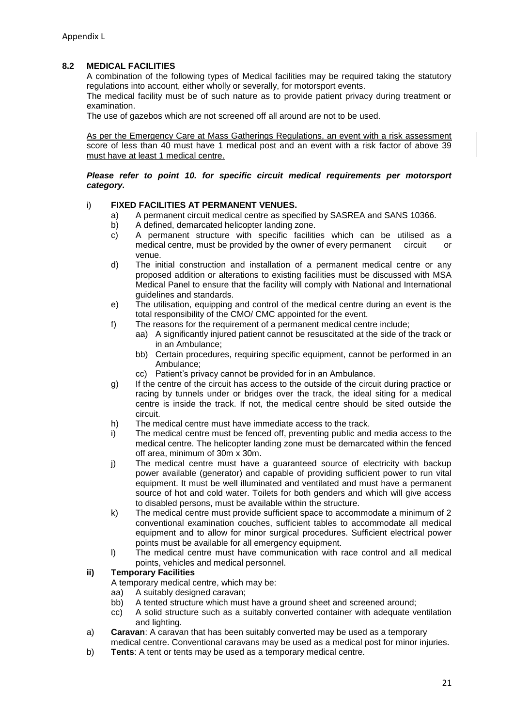Appendix L

## 8.2 MEDICAL FACILITIES

A combination of the following types of Medical facilities may be required taking the statutory regulations into account, either wholly or severally, for motorsport events.

The medical facility must be of such nature as to provide patient privacy during treatment or examination.

The use of gazebos which are not screened off all around are not to be used.

<u>As per the Emergency Care at Mass Gatherings Regulations, an event with a risk assessment score of less than 40 must have 1 medical post and an event with a risk factor of above 39 must have at least 1 medical centre.</u>

***Please refer to point 10. for specific circuit medical requirements per motorsport category.***

i) **FIXED FACILITIES AT PERMANENT VENUES.**

a) A permanent circuit medical centre as specified by SASREA and SANS 10366.

b) A defined, demarcated helicopter landing zone.

c) A permanent structure with specific facilities which can be utilised as a medical centre, must be provided by the owner of every permanent circuit or venue.

d) The initial construction and installation of a permanent medical centre or any proposed addition or alterations to existing facilities must be discussed with MSA Medical Panel to ensure that the facility will comply with National and International guidelines and standards.

e) The utilisation, equipping and control of the medical centre during an event is the total responsibility of the CMO/ CMC appointed for the event.

f) The reasons for the requirement of a permanent medical centre include;

aa) A significantly injured patient cannot be resuscitated at the side of the track or in an Ambulance;

bb) Certain procedures, requiring specific equipment, cannot be performed in an Ambulance;

cc) Patient's privacy cannot be provided for in an Ambulance.

g) If the centre of the circuit has access to the outside of the circuit during practice or racing by tunnels under or bridges over the track, the ideal siting for a medical centre is inside the track. If not, the medical centre should be sited outside the circuit.

h) The medical centre must have immediate access to the track.

i) The medical centre must be fenced off, preventing public and media access to the medical centre. The helicopter landing zone must be demarcated within the fenced off area, minimum of 30m x 30m.

j) The medical centre must have a guaranteed source of electricity with backup power available (generator) and capable of providing sufficient power to run vital equipment. It must be well illuminated and ventilated and must have a permanent source of hot and cold water. Toilets for both genders and which will give access to disabled persons, must be available within the structure.

k) The medical centre must provide sufficient space to accommodate a minimum of 2 conventional examination couches, sufficient tables to accommodate all medical equipment and to allow for minor surgical procedures. Sufficient electrical power points must be available for all emergency equipment.

l) The medical centre must have communication with race control and all medical points, vehicles and medical personnel.

ii) **Temporary Facilities**

A temporary medical centre, which may be:

aa) A suitably designed caravan;

bb) A tented structure which must have a ground sheet and screened around;

cc) A solid structure such as a suitably converted container with adequate ventilation and lighting.

a) **Caravan**: A caravan that has been suitably converted may be used as a temporary medical centre. Conventional caravans may be used as a medical post for minor injuries.

b) **Tents**: A tent or tents may be used as a temporary medical centre.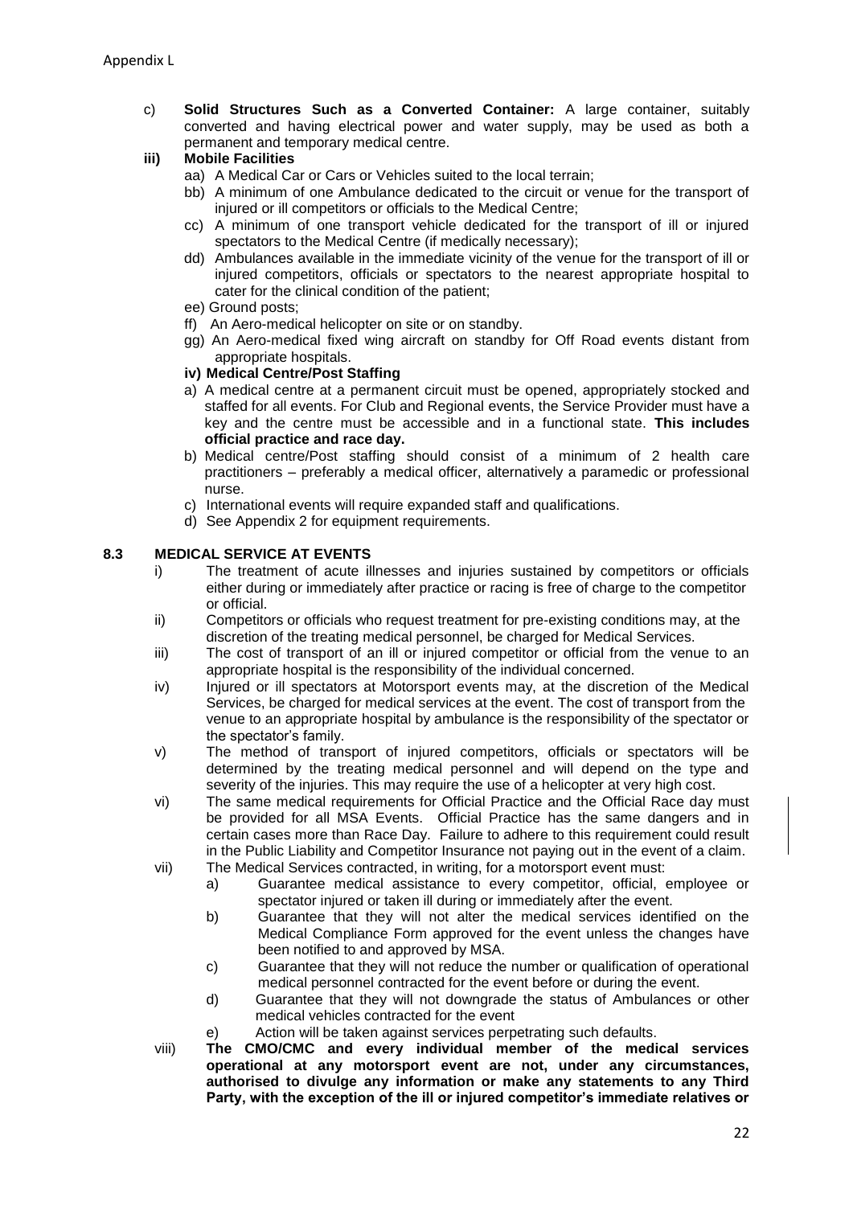c) **Solid Structures Such as a Converted Container:** A large container, suitably converted and having electrical power and water supply, may be used as both a permanent and temporary medical centre.

**iii) Mobile Facilities**

aa) A Medical Car or Cars or Vehicles suited to the local terrain;

bb) A minimum of one Ambulance dedicated to the circuit or venue for the transport of injured or ill competitors or officials to the Medical Centre;

cc) A minimum of one transport vehicle dedicated for the transport of ill or injured spectators to the Medical Centre (if medically necessary);

dd) Ambulances available in the immediate vicinity of the venue for the transport of ill or injured competitors, officials or spectators to the nearest appropriate hospital to cater for the clinical condition of the patient;

ee) Ground posts;

ff) An Aero-medical helicopter on site or on standby.

gg) An Aero-medical fixed wing aircraft on standby for Off Road events distant from appropriate hospitals.

**iv) Medical Centre/Post Staffing**

a) A medical centre at a permanent circuit must be opened, appropriately stocked and staffed for all events. For Club and Regional events, the Service Provider must have a key and the centre must be accessible and in a functional state. **This includes official practice and race day.**

b) Medical centre/Post staffing should consist of a minimum of 2 health care practitioners – preferably a medical officer, alternatively a paramedic or professional nurse.

c) International events will require expanded staff and qualifications.

d) See Appendix 2 for equipment requirements.

## 8.3 MEDICAL SERVICE AT EVENTS

i) The treatment of acute illnesses and injuries sustained by competitors or officials either during or immediately after practice or racing is free of charge to the competitor or official.

ii) Competitors or officials who request treatment for pre-existing conditions may, at the discretion of the treating medical personnel, be charged for Medical Services.

iii) The cost of transport of an ill or injured competitor or official from the venue to an appropriate hospital is the responsibility of the individual concerned.

iv) Injured or ill spectators at Motorsport events may, at the discretion of the Medical Services, be charged for medical services at the event. The cost of transport from the venue to an appropriate hospital by ambulance is the responsibility of the spectator or the spectator's family.

v) The method of transport of injured competitors, officials or spectators will be determined by the treating medical personnel and will depend on the type and severity of the injuries. This may require the use of a helicopter at very high cost.

vi) The same medical requirements for Official Practice and the Official Race day must be provided for all MSA Events. Official Practice has the same dangers and in certain cases more than Race Day. Failure to adhere to this requirement could result in the Public Liability and Competitor Insurance not paying out in the event of a claim.

vii) The Medical Services contracted, in writing, for a motorsport event must:

a) Guarantee medical assistance to every competitor, official, employee or spectator injured or taken ill during or immediately after the event.

b) Guarantee that they will not alter the medical services identified on the Medical Compliance Form approved for the event unless the changes have been notified to and approved by MSA.

c) Guarantee that they will not reduce the number or qualification of operational medical personnel contracted for the event before or during the event.

d) Guarantee that they will not downgrade the status of Ambulances or other medical vehicles contracted for the event

e) Action will be taken against services perpetrating such defaults.

viii) **The CMO/CMC and every individual member of the medical services operational at any motorsport event are not, under any circumstances, authorised to divulge any information or make any statements to any Third Party, with the exception of the ill or injured competitor's immediate relatives or**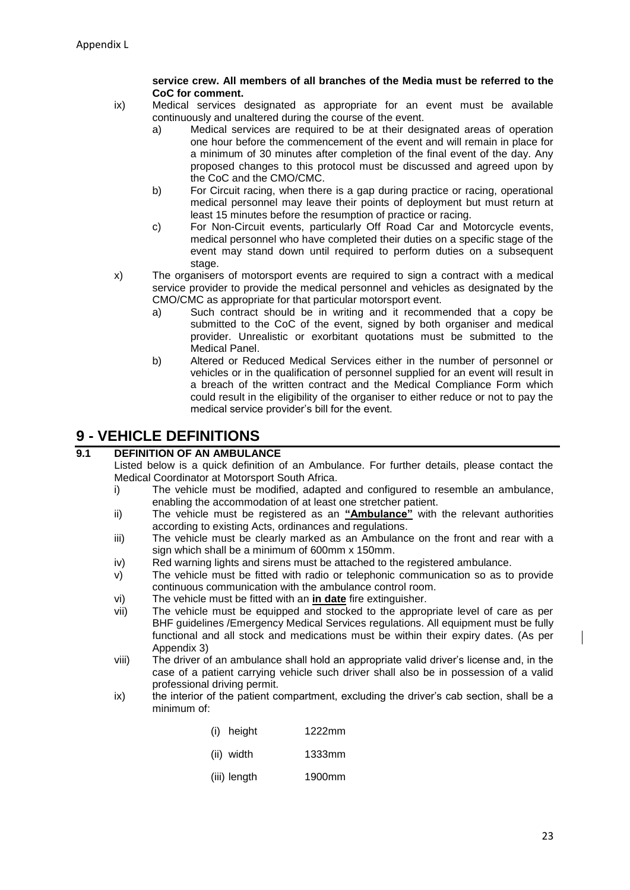**service crew. All members of all branches of the Media must be referred to the CoC for comment.**

ix) Medical services designated as appropriate for an event must be available continuously and unaltered during the course of the event.

  a) Medical services are required to be at their designated areas of operation one hour before the commencement of the event and will remain in place for a minimum of 30 minutes after completion of the final event of the day. Any proposed changes to this protocol must be discussed and agreed upon by the CoC and the CMO/CMC.

  b) For Circuit racing, when there is a gap during practice or racing, operational medical personnel may leave their points of deployment but must return at least 15 minutes before the resumption of practice or racing.

  c) For Non-Circuit events, particularly Off Road Car and Motorcycle events, medical personnel who have completed their duties on a specific stage of the event may stand down until required to perform duties on a subsequent stage.

x) The organisers of motorsport events are required to sign a contract with a medical service provider to provide the medical personnel and vehicles as designated by the CMO/CMC as appropriate for that particular motorsport event.

  a) Such contract should be in writing and it recommended that a copy be submitted to the CoC of the event, signed by both organiser and medical provider. Unrealistic or exorbitant quotations must be submitted to the Medical Panel.

  b) Altered or Reduced Medical Services either in the number of personnel or vehicles or in the qualification of personnel supplied for an event will result in a breach of the written contract and the Medical Compliance Form which could result in the eligibility of the organiser to either reduce or not to pay the medical service provider's bill for the event.

# 9 - VEHICLE DEFINITIONS

## 9.1 DEFINITION OF AN AMBULANCE

Listed below is a quick definition of an Ambulance. For further details, please contact the Medical Coordinator at Motorsport South Africa.

i) The vehicle must be modified, adapted and configured to resemble an ambulance, enabling the accommodation of at least one stretcher patient.

ii) The vehicle must be registered as an **"Ambulance"** with the relevant authorities according to existing Acts, ordinances and regulations.

iii) The vehicle must be clearly marked as an Ambulance on the front and rear with a sign which shall be a minimum of 600mm x 150mm.

iv) Red warning lights and sirens must be attached to the registered ambulance.

v) The vehicle must be fitted with radio or telephonic communication so as to provide continuous communication with the ambulance control room.

vi) The vehicle must be fitted with an **in date** fire extinguisher.

vii) The vehicle must be equipped and stocked to the appropriate level of care as per BHF guidelines /Emergency Medical Services regulations. All equipment must be fully functional and all stock and medications must be within their expiry dates. (As per Appendix 3)

viii) The driver of an ambulance shall hold an appropriate valid driver's license and, in the case of a patient carrying vehicle such driver shall also be in possession of a valid professional driving permit.

ix) the interior of the patient compartment, excluding the driver's cab section, shall be a minimum of:

  (i) height 1222mm

  (ii) width 1333mm

  (iii) length 1900mm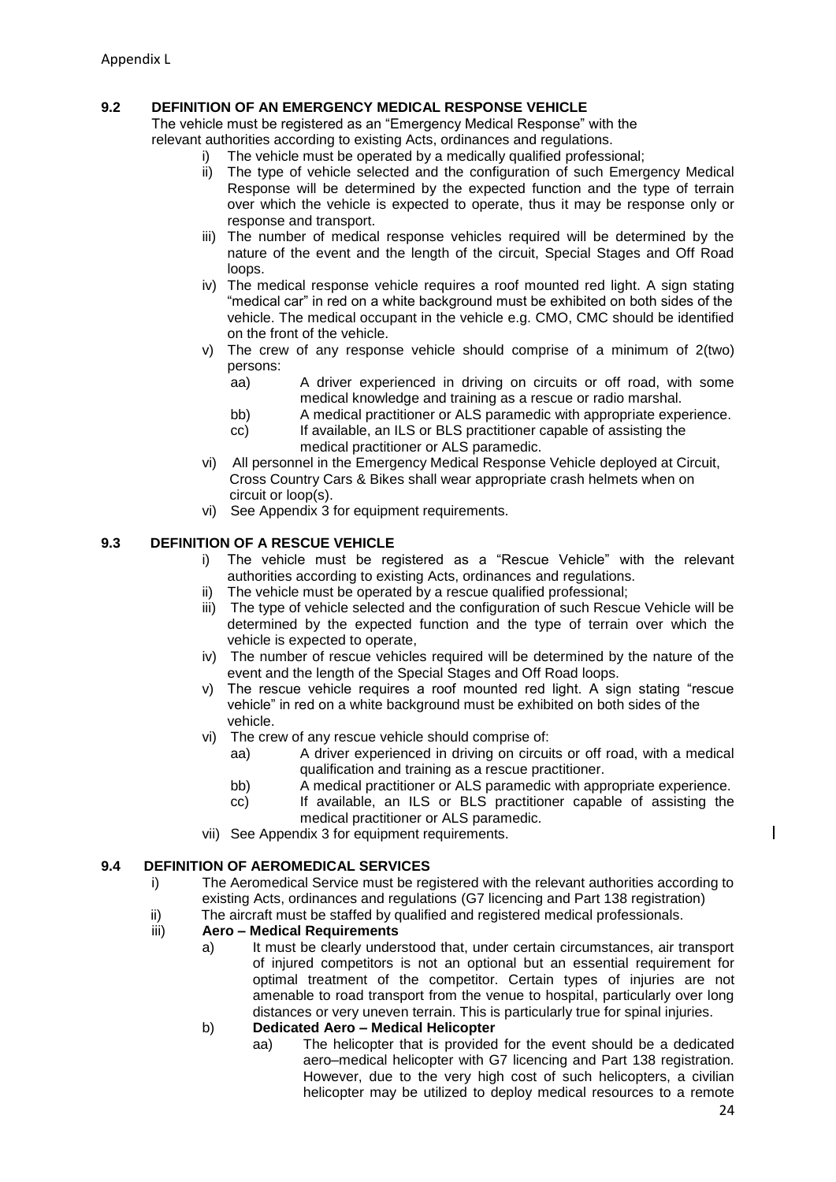Appendix L

## 9.2 DEFINITION OF AN EMERGENCY MEDICAL RESPONSE VEHICLE

The vehicle must be registered as an "Emergency Medical Response" with the relevant authorities according to existing Acts, ordinances and regulations.

- i) The vehicle must be operated by a medically qualified professional;
- ii) The type of vehicle selected and the configuration of such Emergency Medical Response will be determined by the expected function and the type of terrain over which the vehicle is expected to operate, thus it may be response only or response and transport.
- iii) The number of medical response vehicles required will be determined by the nature of the event and the length of the circuit, Special Stages and Off Road loops.
- iv) The medical response vehicle requires a roof mounted red light. A sign stating "medical car" in red on a white background must be exhibited on both sides of the vehicle. The medical occupant in the vehicle e.g. CMO, CMC should be identified on the front of the vehicle.
- v) The crew of any response vehicle should comprise of a minimum of 2(two) persons:
  - aa) A driver experienced in driving on circuits or off road, with some medical knowledge and training as a rescue or radio marshal.
  - bb) A medical practitioner or ALS paramedic with appropriate experience.
  - cc) If available, an ILS or BLS practitioner capable of assisting the medical practitioner or ALS paramedic.
- vi) All personnel in the Emergency Medical Response Vehicle deployed at Circuit, Cross Country Cars & Bikes shall wear appropriate crash helmets when on circuit or loop(s).
- vi) See Appendix 3 for equipment requirements.

## 9.3 DEFINITION OF A RESCUE VEHICLE

- i) The vehicle must be registered as a "Rescue Vehicle" with the relevant authorities according to existing Acts, ordinances and regulations.
- ii) The vehicle must be operated by a rescue qualified professional;
- iii) The type of vehicle selected and the configuration of such Rescue Vehicle will be determined by the expected function and the type of terrain over which the vehicle is expected to operate,
- iv) The number of rescue vehicles required will be determined by the nature of the event and the length of the Special Stages and Off Road loops.
- v) The rescue vehicle requires a roof mounted red light. A sign stating "rescue vehicle" in red on a white background must be exhibited on both sides of the vehicle.
- vi) The crew of any rescue vehicle should comprise of:
  - aa) A driver experienced in driving on circuits or off road, with a medical qualification and training as a rescue practitioner.
  - bb) A medical practitioner or ALS paramedic with appropriate experience.
  - cc) If available, an ILS or BLS practitioner capable of assisting the medical practitioner or ALS paramedic.
- vii) See Appendix 3 for equipment requirements.

## 9.4 DEFINITION OF AEROMEDICAL SERVICES

- i) The Aeromedical Service must be registered with the relevant authorities according to existing Acts, ordinances and regulations (G7 licencing and Part 138 registration)
- ii) The aircraft must be staffed by qualified and registered medical professionals.
- iii) **Aero – Medical Requirements**
  - a) It must be clearly understood that, under certain circumstances, air transport of injured competitors is not an optional but an essential requirement for optimal treatment of the competitor. Certain types of injuries are not amenable to road transport from the venue to hospital, particularly over long distances or very uneven terrain. This is particularly true for spinal injuries.
  - b) **Dedicated Aero – Medical Helicopter**
    - aa) The helicopter that is provided for the event should be a dedicated aero–medical helicopter with G7 licencing and Part 138 registration. However, due to the very high cost of such helicopters, a civilian helicopter may be utilized to deploy medical resources to a remote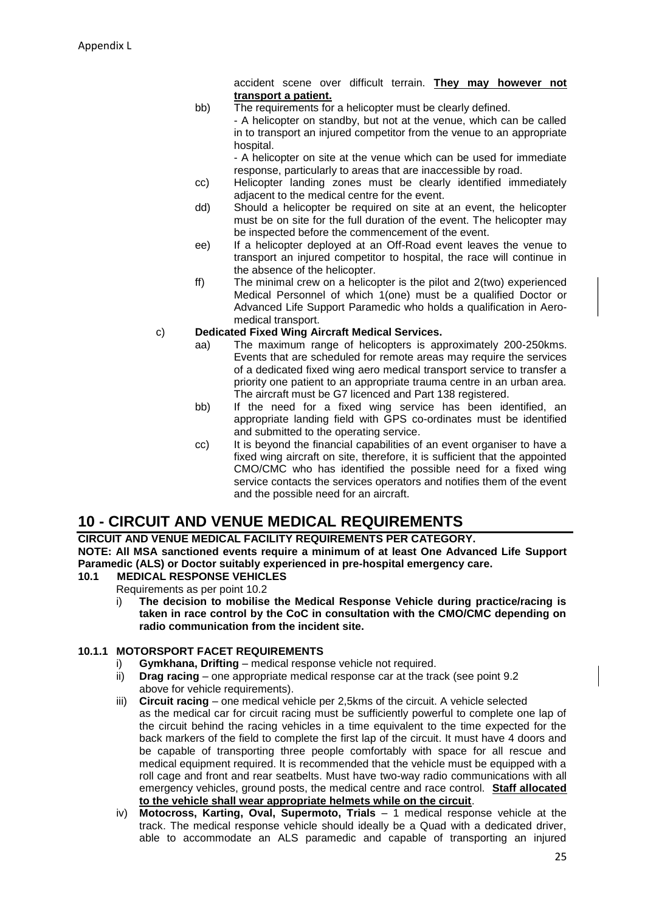accident scene over difficult terrain. **They may however not transport a patient.**

bb) The requirements for a helicopter must be clearly defined.
- A helicopter on standby, but not at the venue, which can be called in to transport an injured competitor from the venue to an appropriate hospital.
- A helicopter on site at the venue which can be used for immediate response, particularly to areas that are inaccessible by road.

cc) Helicopter landing zones must be clearly identified immediately adjacent to the medical centre for the event.

dd) Should a helicopter be required on site at an event, the helicopter must be on site for the full duration of the event. The helicopter may be inspected before the commencement of the event.

ee) If a helicopter deployed at an Off-Road event leaves the venue to transport an injured competitor to hospital, the race will continue in the absence of the helicopter.

ff) The minimal crew on a helicopter is the pilot and 2(two) experienced Medical Personnel of which 1(one) must be a qualified Doctor or Advanced Life Support Paramedic who holds a qualification in Aero-medical transport.

c) **Dedicated Fixed Wing Aircraft Medical Services.**

aa) The maximum range of helicopters is approximately 200-250kms. Events that are scheduled for remote areas may require the services of a dedicated fixed wing aero medical transport service to transfer a priority one patient to an appropriate trauma centre in an urban area. The aircraft must be G7 licenced and Part 138 registered.

bb) If the need for a fixed wing service has been identified, an appropriate landing field with GPS co-ordinates must be identified and submitted to the operating service.

cc) It is beyond the financial capabilities of an event organiser to have a fixed wing aircraft on site, therefore, it is sufficient that the appointed CMO/CMC who has identified the possible need for a fixed wing service contacts the services operators and notifies them of the event and the possible need for an aircraft.

# 10 - CIRCUIT AND VENUE MEDICAL REQUIREMENTS

**CIRCUIT AND VENUE MEDICAL FACILITY REQUIREMENTS PER CATEGORY.**

**NOTE: All MSA sanctioned events require a minimum of at least One Advanced Life Support Paramedic (ALS) or Doctor suitably experienced in pre-hospital emergency care.**

## 10.1 MEDICAL RESPONSE VEHICLES

Requirements as per point 10.2

i) **The decision to mobilise the Medical Response Vehicle during practice/racing is taken in race control by the CoC in consultation with the CMO/CMC depending on radio communication from the incident site.**

### 10.1.1 MOTORSPORT FACET REQUIREMENTS

i) **Gymkhana, Drifting** – medical response vehicle not required.

ii) **Drag racing** – one appropriate medical response car at the track (see point 9.2 above for vehicle requirements).

iii) **Circuit racing** – one medical vehicle per 2,5kms of the circuit. A vehicle selected as the medical car for circuit racing must be sufficiently powerful to complete one lap of the circuit behind the racing vehicles in a time equivalent to the time expected for the back markers of the field to complete the first lap of the circuit. It must have 4 doors and be capable of transporting three people comfortably with space for all rescue and medical equipment required. It is recommended that the vehicle must be equipped with a roll cage and front and rear seatbelts. Must have two-way radio communications with all emergency vehicles, ground posts, the medical centre and race control. **Staff allocated to the vehicle shall wear appropriate helmets while on the circuit**.

iv) **Motocross, Karting, Oval, Supermoto, Trials** – 1 medical response vehicle at the track. The medical response vehicle should ideally be a Quad with a dedicated driver, able to accommodate an ALS paramedic and capable of transporting an injured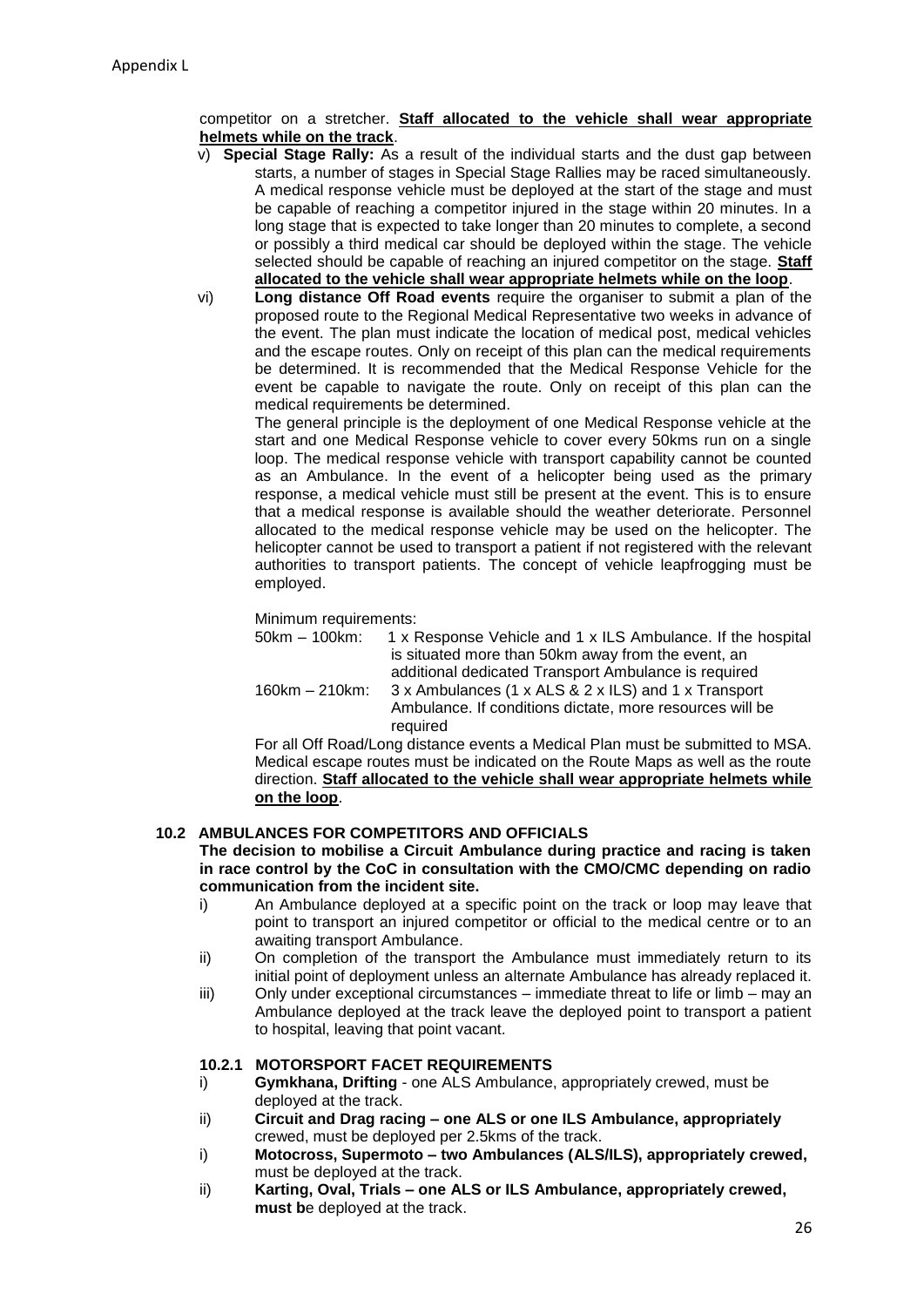Appendix L

competitor on a stretcher. **Staff allocated to the vehicle shall wear appropriate helmets while on the track**.

v) **Special Stage Rally:** As a result of the individual starts and the dust gap between starts, a number of stages in Special Stage Rallies may be raced simultaneously. A medical response vehicle must be deployed at the start of the stage and must be capable of reaching a competitor injured in the stage within 20 minutes. In a long stage that is expected to take longer than 20 minutes to complete, a second or possibly a third medical car should be deployed within the stage. The vehicle selected should be capable of reaching an injured competitor on the stage. **Staff allocated to the vehicle shall wear appropriate helmets while on the loop**.

vi) **Long distance Off Road events** require the organiser to submit a plan of the proposed route to the Regional Medical Representative two weeks in advance of the event. The plan must indicate the location of medical post, medical vehicles and the escape routes. Only on receipt of this plan can the medical requirements be determined. It is recommended that the Medical Response Vehicle for the event be capable to navigate the route. Only on receipt of this plan can the medical requirements be determined.

The general principle is the deployment of one Medical Response vehicle at the start and one Medical Response vehicle to cover every 50kms run on a single loop. The medical response vehicle with transport capability cannot be counted as an Ambulance. In the event of a helicopter being used as the primary response, a medical vehicle must still be present at the event. This is to ensure that a medical response is available should the weather deteriorate. Personnel allocated to the medical response vehicle may be used on the helicopter. The helicopter cannot be used to transport a patient if not registered with the relevant authorities to transport patients. The concept of vehicle leapfrogging must be employed.

Minimum requirements:

50km – 100km: 1 x Response Vehicle and 1 x ILS Ambulance. If the hospital is situated more than 50km away from the event, an additional dedicated Transport Ambulance is required

160km – 210km: 3 x Ambulances (1 x ALS & 2 x ILS) and 1 x Transport Ambulance. If conditions dictate, more resources will be required

For all Off Road/Long distance events a Medical Plan must be submitted to MSA. Medical escape routes must be indicated on the Route Maps as well as the route direction. **Staff allocated to the vehicle shall wear appropriate helmets while on the loop**.

### 10.2 AMBULANCES FOR COMPETITORS AND OFFICIALS

**The decision to mobilise a Circuit Ambulance during practice and racing is taken in race control by the CoC in consultation with the CMO/CMC depending on radio communication from the incident site.**

i) An Ambulance deployed at a specific point on the track or loop may leave that point to transport an injured competitor or official to the medical centre or to an awaiting transport Ambulance.

ii) On completion of the transport the Ambulance must immediately return to its initial point of deployment unless an alternate Ambulance has already replaced it.

iii) Only under exceptional circumstances – immediate threat to life or limb – may an Ambulance deployed at the track leave the deployed point to transport a patient to hospital, leaving that point vacant.

#### 10.2.1 MOTORSPORT FACET REQUIREMENTS

i) **Gymkhana, Drifting** - one ALS Ambulance, appropriately crewed, must be deployed at the track.

ii) **Circuit and Drag racing – one ALS or one ILS Ambulance, appropriately** crewed, must be deployed per 2.5kms of the track.

i) **Motocross, Supermoto – two Ambulances (ALS/ILS), appropriately crewed,** must be deployed at the track.

ii) **Karting, Oval, Trials – one ALS or ILS Ambulance, appropriately crewed, must b**e deployed at the track.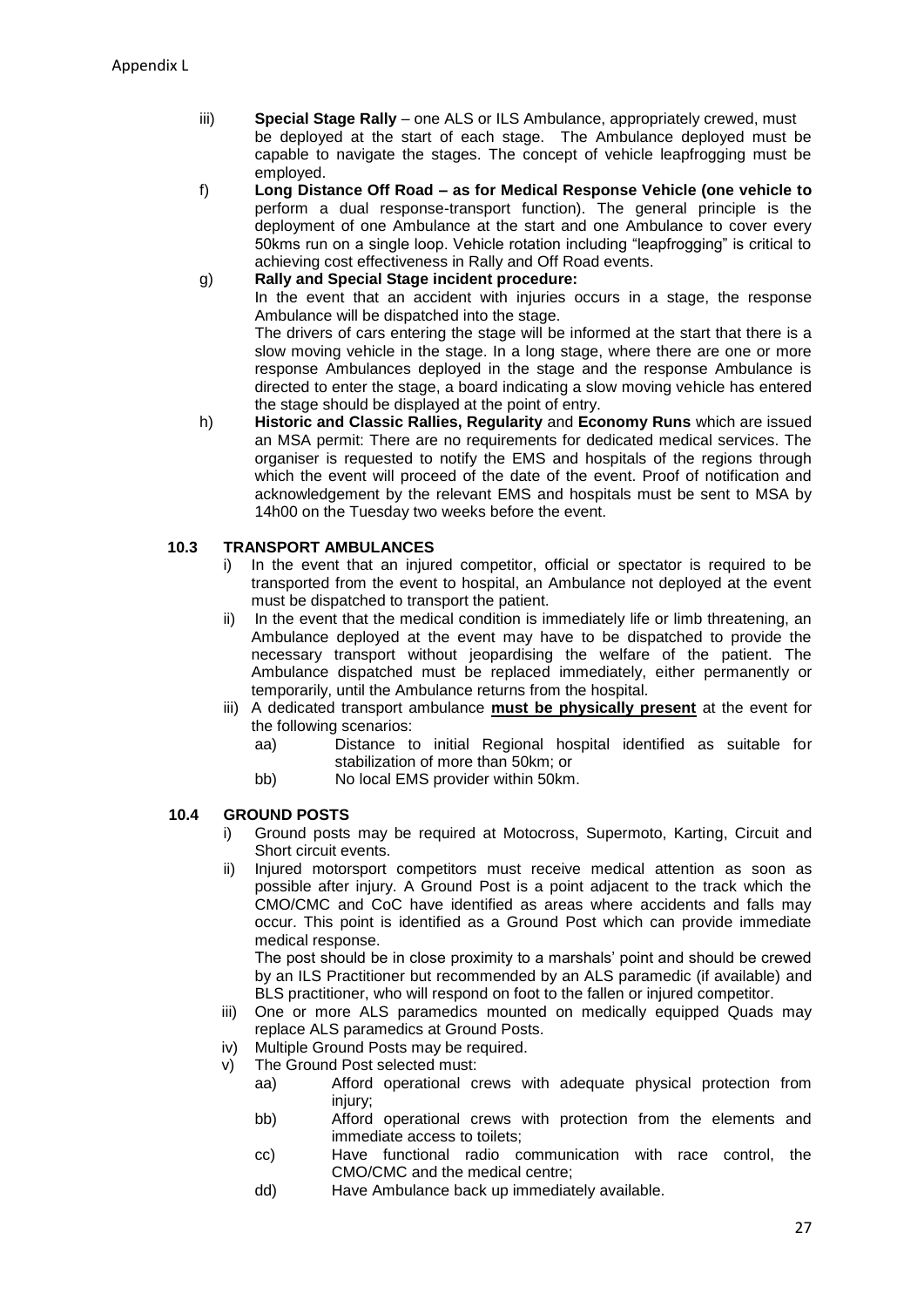iii) **Special Stage Rally** – one ALS or ILS Ambulance, appropriately crewed, must be deployed at the start of each stage. The Ambulance deployed must be capable to navigate the stages. The concept of vehicle leapfrogging must be employed.

f) **Long Distance Off Road – as for Medical Response Vehicle (one vehicle to** perform a dual response-transport function). The general principle is the deployment of one Ambulance at the start and one Ambulance to cover every 50kms run on a single loop. Vehicle rotation including "leapfrogging" is critical to achieving cost effectiveness in Rally and Off Road events.

g) **Rally and Special Stage incident procedure:**
In the event that an accident with injuries occurs in a stage, the response Ambulance will be dispatched into the stage.
The drivers of cars entering the stage will be informed at the start that there is a slow moving vehicle in the stage. In a long stage, where there are one or more response Ambulances deployed in the stage and the response Ambulance is directed to enter the stage, a board indicating a slow moving vehicle has entered the stage should be displayed at the point of entry.

h) **Historic and Classic Rallies, Regularity** and **Economy Runs** which are issued an MSA permit: There are no requirements for dedicated medical services. The organiser is requested to notify the EMS and hospitals of the regions through which the event will proceed of the date of the event. Proof of notification and acknowledgement by the relevant EMS and hospitals must be sent to MSA by 14h00 on the Tuesday two weeks before the event.

### 10.3 TRANSPORT AMBULANCES

i) In the event that an injured competitor, official or spectator is required to be transported from the event to hospital, an Ambulance not deployed at the event must be dispatched to transport the patient.

ii) In the event that the medical condition is immediately life or limb threatening, an Ambulance deployed at the event may have to be dispatched to provide the necessary transport without jeopardising the welfare of the patient. The Ambulance dispatched must be replaced immediately, either permanently or temporarily, until the Ambulance returns from the hospital.

iii) A dedicated transport ambulance **must be physically present** at the event for the following scenarios:
   aa) Distance to initial Regional hospital identified as suitable for stabilization of more than 50km; or
   bb) No local EMS provider within 50km.

### 10.4 GROUND POSTS

i) Ground posts may be required at Motocross, Supermoto, Karting, Circuit and Short circuit events.

ii) Injured motorsport competitors must receive medical attention as soon as possible after injury. A Ground Post is a point adjacent to the track which the CMO/CMC and CoC have identified as areas where accidents and falls may occur. This point is identified as a Ground Post which can provide immediate medical response.
The post should be in close proximity to a marshals' point and should be crewed by an ILS Practitioner but recommended by an ALS paramedic (if available) and BLS practitioner, who will respond on foot to the fallen or injured competitor.

iii) One or more ALS paramedics mounted on medically equipped Quads may replace ALS paramedics at Ground Posts.

iv) Multiple Ground Posts may be required.

v) The Ground Post selected must:
   aa) Afford operational crews with adequate physical protection from injury;
   bb) Afford operational crews with protection from the elements and immediate access to toilets;
   cc) Have functional radio communication with race control, the CMO/CMC and the medical centre;
   dd) Have Ambulance back up immediately available.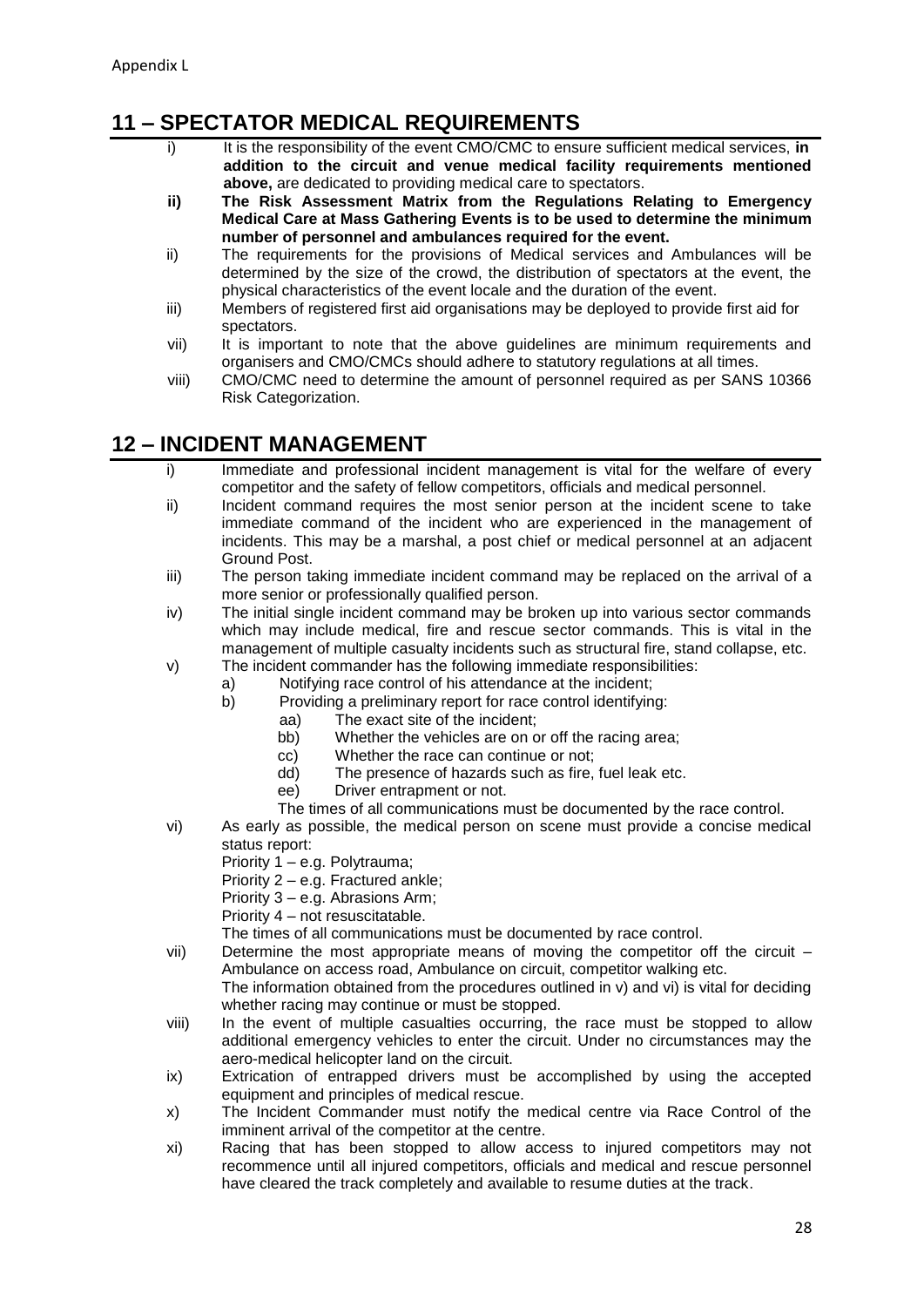Appendix L

## 11 – SPECTATOR MEDICAL REQUIREMENTS

i) It is the responsibility of the event CMO/CMC to ensure sufficient medical services, **in addition to the circuit and venue medical facility requirements mentioned above,** are dedicated to providing medical care to spectators.

**ii) The Risk Assessment Matrix from the Regulations Relating to Emergency Medical Care at Mass Gathering Events is to be used to determine the minimum number of personnel and ambulances required for the event.**

ii) The requirements for the provisions of Medical services and Ambulances will be determined by the size of the crowd, the distribution of spectators at the event, the physical characteristics of the event locale and the duration of the event.

iii) Members of registered first aid organisations may be deployed to provide first aid for spectators.

vii) It is important to note that the above guidelines are minimum requirements and organisers and CMO/CMCs should adhere to statutory regulations at all times.

viii) CMO/CMC need to determine the amount of personnel required as per SANS 10366 Risk Categorization.

## 12 – INCIDENT MANAGEMENT

i) Immediate and professional incident management is vital for the welfare of every competitor and the safety of fellow competitors, officials and medical personnel.

ii) Incident command requires the most senior person at the incident scene to take immediate command of the incident who are experienced in the management of incidents. This may be a marshal, a post chief or medical personnel at an adjacent Ground Post.

iii) The person taking immediate incident command may be replaced on the arrival of a more senior or professionally qualified person.

iv) The initial single incident command may be broken up into various sector commands which may include medical, fire and rescue sector commands. This is vital in the management of multiple casualty incidents such as structural fire, stand collapse, etc.

v) The incident commander has the following immediate responsibilities:
   - a) Notifying race control of his attendance at the incident;
   - b) Providing a preliminary report for race control identifying:
     - aa) The exact site of the incident;
     - bb) Whether the vehicles are on or off the racing area;
     - cc) Whether the race can continue or not;
     - dd) The presence of hazards such as fire, fuel leak etc.
     - ee) Driver entrapment or not.

   The times of all communications must be documented by the race control.

vi) As early as possible, the medical person on scene must provide a concise medical status report:

   Priority 1 – e.g. Polytrauma;
   Priority 2 – e.g. Fractured ankle;
   Priority 3 – e.g. Abrasions Arm;
   Priority 4 – not resuscitatable.

   The times of all communications must be documented by race control.

vii) Determine the most appropriate means of moving the competitor off the circuit – Ambulance on access road, Ambulance on circuit, competitor walking etc.
   The information obtained from the procedures outlined in v) and vi) is vital for deciding whether racing may continue or must be stopped.

viii) In the event of multiple casualties occurring, the race must be stopped to allow additional emergency vehicles to enter the circuit. Under no circumstances may the aero-medical helicopter land on the circuit.

ix) Extrication of entrapped drivers must be accomplished by using the accepted equipment and principles of medical rescue.

x) The Incident Commander must notify the medical centre via Race Control of the imminent arrival of the competitor at the centre.

xi) Racing that has been stopped to allow access to injured competitors may not recommence until all injured competitors, officials and medical and rescue personnel have cleared the track completely and available to resume duties at the track.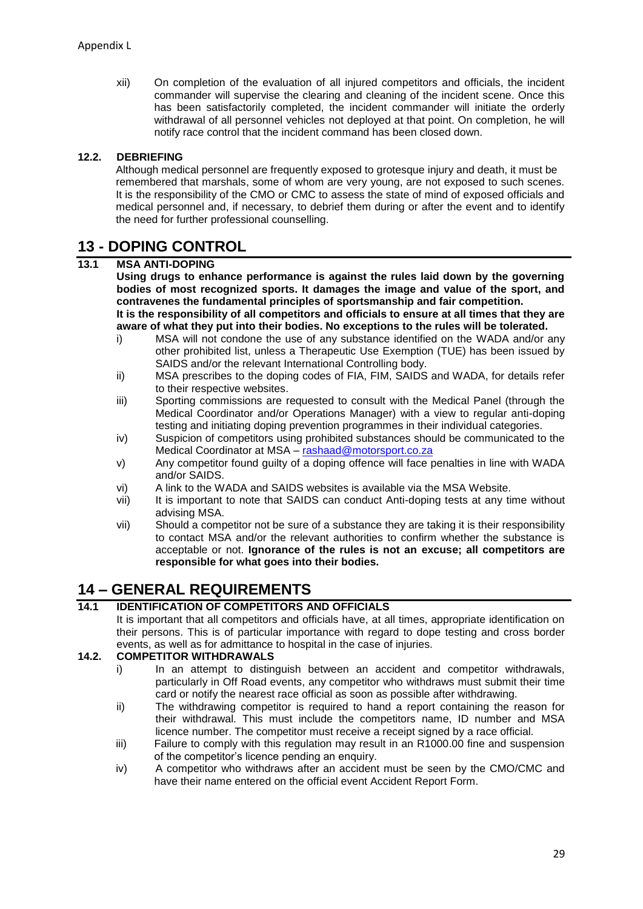Appendix L

xii) On completion of the evaluation of all injured competitors and officials, the incident commander will supervise the clearing and cleaning of the incident scene. Once this has been satisfactorily completed, the incident commander will initiate the orderly withdrawal of all personnel vehicles not deployed at that point. On completion, he will notify race control that the incident command has been closed down.

### 12.2. DEBRIEFING

Although medical personnel are frequently exposed to grotesque injury and death, it must be remembered that marshals, some of whom are very young, are not exposed to such scenes. It is the responsibility of the CMO or CMC to assess the state of mind of exposed officials and medical personnel and, if necessary, to debrief them during or after the event and to identify the need for further professional counselling.

## 13 - DOPING CONTROL

### 13.1 MSA ANTI-DOPING

**Using drugs to enhance performance is against the rules laid down by the governing bodies of most recognized sports. It damages the image and value of the sport, and contravenes the fundamental principles of sportsmanship and fair competition.**
**It is the responsibility of all competitors and officials to ensure at all times that they are aware of what they put into their bodies. No exceptions to the rules will be tolerated.**

- i) MSA will not condone the use of any substance identified on the WADA and/or any other prohibited list, unless a Therapeutic Use Exemption (TUE) has been issued by SAIDS and/or the relevant International Controlling body.
- ii) MSA prescribes to the doping codes of FIA, FIM, SAIDS and WADA, for details refer to their respective websites.
- iii) Sporting commissions are requested to consult with the Medical Panel (through the Medical Coordinator and/or Operations Manager) with a view to regular anti-doping testing and initiating doping prevention programmes in their individual categories.
- iv) Suspicion of competitors using prohibited substances should be communicated to the Medical Coordinator at MSA – [rashaad@motorsport.co.za](mailto:rashaad@motorsport.co.za)
- v) Any competitor found guilty of a doping offence will face penalties in line with WADA and/or SAIDS.
- vi) A link to the WADA and SAIDS websites is available via the MSA Website.
- vii) It is important to note that SAIDS can conduct Anti-doping tests at any time without advising MSA.
- vii) Should a competitor not be sure of a substance they are taking it is their responsibility to contact MSA and/or the relevant authorities to confirm whether the substance is acceptable or not. **Ignorance of the rules is not an excuse; all competitors are responsible for what goes into their bodies.**

## 14 – GENERAL REQUIREMENTS

### 14.1 IDENTIFICATION OF COMPETITORS AND OFFICIALS

It is important that all competitors and officials have, at all times, appropriate identification on their persons. This is of particular importance with regard to dope testing and cross border events, as well as for admittance to hospital in the case of injuries.

### 14.2. COMPETITOR WITHDRAWALS

- i) In an attempt to distinguish between an accident and competitor withdrawals, particularly in Off Road events, any competitor who withdraws must submit their time card or notify the nearest race official as soon as possible after withdrawing.
- ii) The withdrawing competitor is required to hand a report containing the reason for their withdrawal. This must include the competitors name, ID number and MSA licence number. The competitor must receive a receipt signed by a race official.
- iii) Failure to comply with this regulation may result in an R1000.00 fine and suspension of the competitor's licence pending an enquiry.
- iv) A competitor who withdraws after an accident must be seen by the CMO/CMC and have their name entered on the official event Accident Report Form.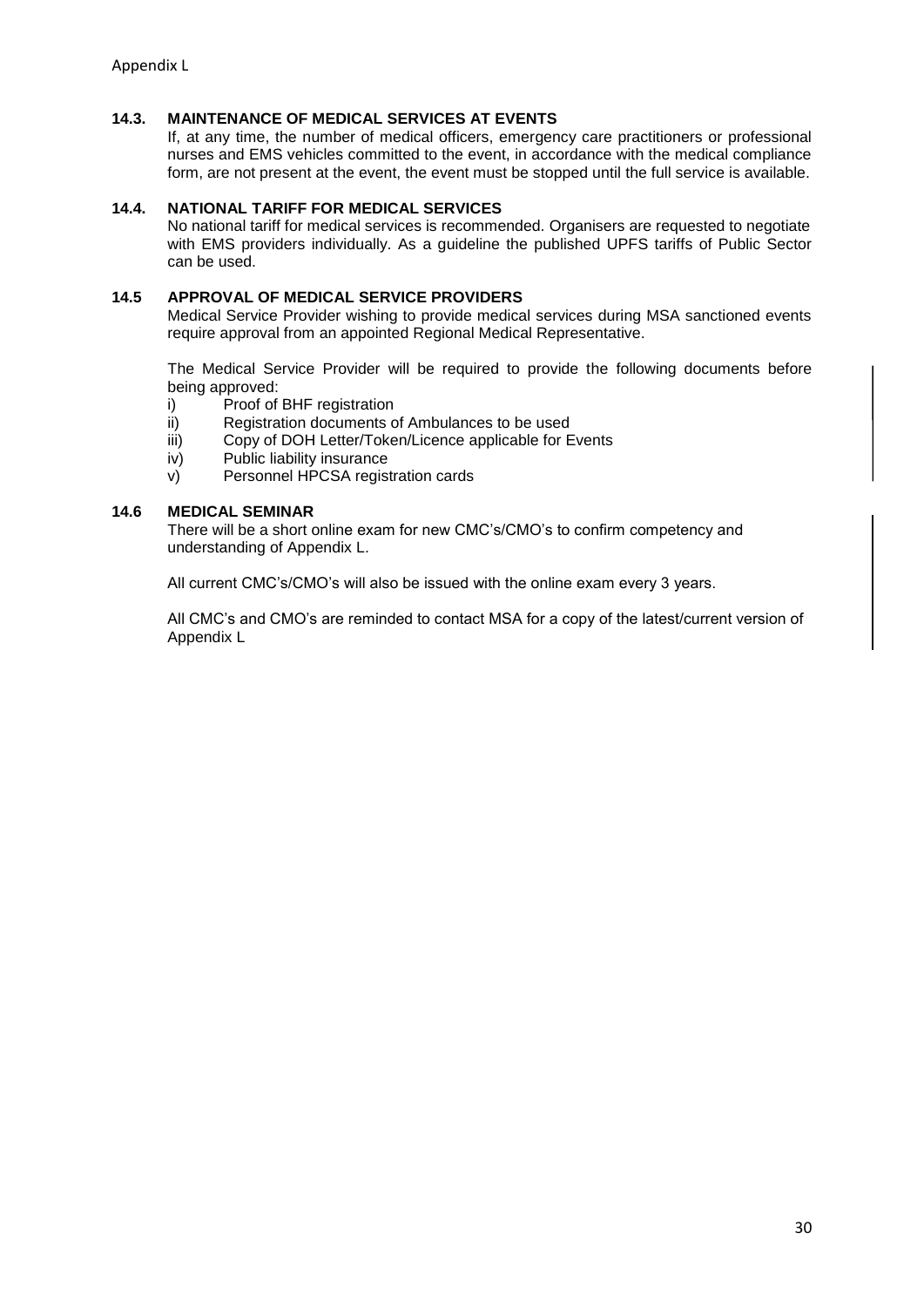### 14.3. MAINTENANCE OF MEDICAL SERVICES AT EVENTS

If, at any time, the number of medical officers, emergency care practitioners or professional nurses and EMS vehicles committed to the event, in accordance with the medical compliance form, are not present at the event, the event must be stopped until the full service is available.

### 14.4. NATIONAL TARIFF FOR MEDICAL SERVICES

No national tariff for medical services is recommended. Organisers are requested to negotiate with EMS providers individually. As a guideline the published UPFS tariffs of Public Sector can be used.

### 14.5 APPROVAL OF MEDICAL SERVICE PROVIDERS

Medical Service Provider wishing to provide medical services during MSA sanctioned events require approval from an appointed Regional Medical Representative.

The Medical Service Provider will be required to provide the following documents before being approved:

i) Proof of BHF registration
ii) Registration documents of Ambulances to be used
iii) Copy of DOH Letter/Token/Licence applicable for Events
iv) Public liability insurance
v) Personnel HPCSA registration cards

### 14.6 MEDICAL SEMINAR

There will be a short online exam for new CMC's/CMO's to confirm competency and understanding of Appendix L.

All current CMC's/CMO's will also be issued with the online exam every 3 years.

All CMC's and CMO's are reminded to contact MSA for a copy of the latest/current version of Appendix L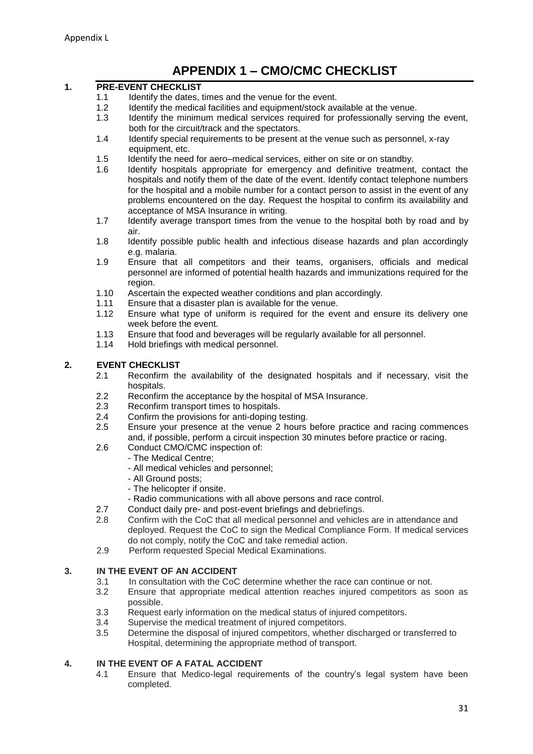Appendix L

# APPENDIX 1 – CMO/CMC CHECKLIST

## 1. PRE-EVENT CHECKLIST

1.1 Identify the dates, times and the venue for the event.

1.2 Identify the medical facilities and equipment/stock available at the venue.

1.3 Identify the minimum medical services required for professionally serving the event, both for the circuit/track and the spectators.

1.4 Identify special requirements to be present at the venue such as personnel, x-ray equipment, etc.

1.5 Identify the need for aero–medical services, either on site or on standby.

1.6 Identify hospitals appropriate for emergency and definitive treatment, contact the hospitals and notify them of the date of the event. Identify contact telephone numbers for the hospital and a mobile number for a contact person to assist in the event of any problems encountered on the day. Request the hospital to confirm its availability and acceptance of MSA Insurance in writing.

1.7 Identify average transport times from the venue to the hospital both by road and by air.

1.8 Identify possible public health and infectious disease hazards and plan accordingly e.g. malaria.

1.9 Ensure that all competitors and their teams, organisers, officials and medical personnel are informed of potential health hazards and immunizations required for the region.

1.10 Ascertain the expected weather conditions and plan accordingly.

1.11 Ensure that a disaster plan is available for the venue.

1.12 Ensure what type of uniform is required for the event and ensure its delivery one week before the event.

1.13 Ensure that food and beverages will be regularly available for all personnel.

1.14 Hold briefings with medical personnel.

## 2. EVENT CHECKLIST

2.1 Reconfirm the availability of the designated hospitals and if necessary, visit the hospitals.

2.2 Reconfirm the acceptance by the hospital of MSA Insurance.

2.3 Reconfirm transport times to hospitals.

2.4 Confirm the provisions for anti-doping testing.

2.5 Ensure your presence at the venue 2 hours before practice and racing commences and, if possible, perform a circuit inspection 30 minutes before practice or racing.

2.6 Conduct CMO/CMC inspection of:
- The Medical Centre;
- All medical vehicles and personnel;
- All Ground posts;
- The helicopter if onsite.
- Radio communications with all above persons and race control.

2.7 Conduct daily pre- and post-event briefings and debriefings.

2.8 Confirm with the CoC that all medical personnel and vehicles are in attendance and deployed. Request the CoC to sign the Medical Compliance Form. If medical services do not comply, notify the CoC and take remedial action.

2.9 Perform requested Special Medical Examinations.

## 3. IN THE EVENT OF AN ACCIDENT

3.1 In consultation with the CoC determine whether the race can continue or not.

3.2 Ensure that appropriate medical attention reaches injured competitors as soon as possible.

3.3 Request early information on the medical status of injured competitors.

3.4 Supervise the medical treatment of injured competitors.

3.5 Determine the disposal of injured competitors, whether discharged or transferred to Hospital, determining the appropriate method of transport.

## 4. IN THE EVENT OF A FATAL ACCIDENT

4.1 Ensure that Medico-legal requirements of the country's legal system have been completed.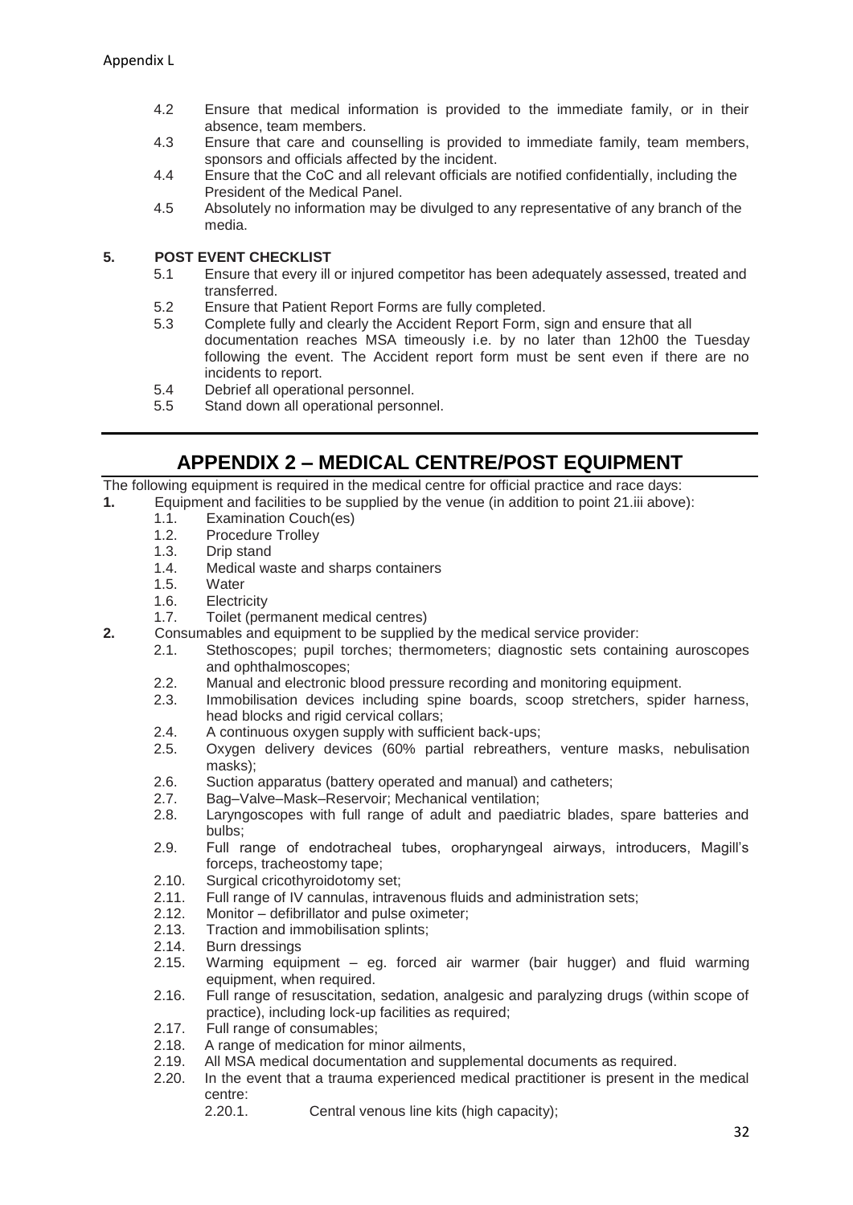4.2 Ensure that medical information is provided to the immediate family, or in their absence, team members.

4.3 Ensure that care and counselling is provided to immediate family, team members, sponsors and officials affected by the incident.

4.4 Ensure that the CoC and all relevant officials are notified confidentially, including the President of the Medical Panel.

4.5 Absolutely no information may be divulged to any representative of any branch of the media.

**5. POST EVENT CHECKLIST**

5.1 Ensure that every ill or injured competitor has been adequately assessed, treated and transferred.

5.2 Ensure that Patient Report Forms are fully completed.

5.3 Complete fully and clearly the Accident Report Form, sign and ensure that all documentation reaches MSA timeously i.e. by no later than 12h00 the Tuesday following the event. The Accident report form must be sent even if there are no incidents to report.

5.4 Debrief all operational personnel.

5.5 Stand down all operational personnel.

---

## APPENDIX 2 – MEDICAL CENTRE/POST EQUIPMENT

The following equipment is required in the medical centre for official practice and race days:

**1.** Equipment and facilities to be supplied by the venue (in addition to point 21.iii above):

- 1.1. Examination Couch(es)
- 1.2. Procedure Trolley
- 1.3. Drip stand
- 1.4. Medical waste and sharps containers
- 1.5. Water
- 1.6. Electricity
- 1.7. Toilet (permanent medical centres)

**2.** Consumables and equipment to be supplied by the medical service provider:

- 2.1. Stethoscopes; pupil torches; thermometers; diagnostic sets containing auroscopes and ophthalmoscopes;
- 2.2. Manual and electronic blood pressure recording and monitoring equipment.
- 2.3. Immobilisation devices including spine boards, scoop stretchers, spider harness, head blocks and rigid cervical collars;
- 2.4. A continuous oxygen supply with sufficient back-ups;
- 2.5. Oxygen delivery devices (60% partial rebreathers, venture masks, nebulisation masks);
- 2.6. Suction apparatus (battery operated and manual) and catheters;
- 2.7. Bag–Valve–Mask–Reservoir; Mechanical ventilation;
- 2.8. Laryngoscopes with full range of adult and paediatric blades, spare batteries and bulbs;
- 2.9. Full range of endotracheal tubes, oropharyngeal airways, introducers, Magill's forceps, tracheostomy tape;
- 2.10. Surgical cricothyroidotomy set;
- 2.11. Full range of IV cannulas, intravenous fluids and administration sets;
- 2.12. Monitor – defibrillator and pulse oximeter;
- 2.13. Traction and immobilisation splints;
- 2.14. Burn dressings
- 2.15. Warming equipment – eg. forced air warmer (bair hugger) and fluid warming equipment, when required.
- 2.16. Full range of resuscitation, sedation, analgesic and paralyzing drugs (within scope of practice), including lock-up facilities as required;
- 2.17. Full range of consumables;
- 2.18. A range of medication for minor ailments,
- 2.19. All MSA medical documentation and supplemental documents as required.
- 2.20. In the event that a trauma experienced medical practitioner is present in the medical centre:
  - 2.20.1. Central venous line kits (high capacity);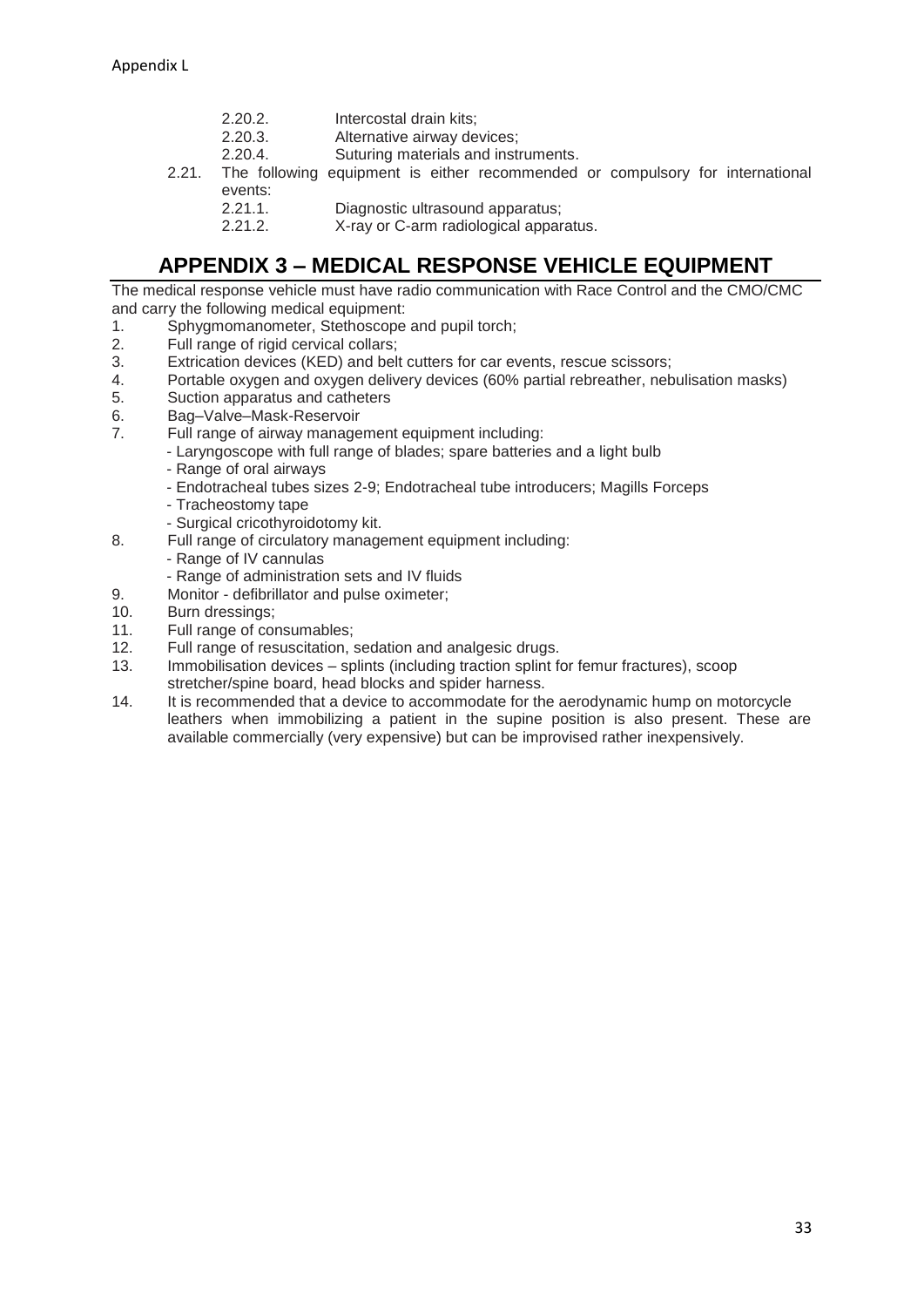2.20.2. Intercostal drain kits;
2.20.3. Alternative airway devices;
2.20.4. Suturing materials and instruments.

2.21. The following equipment is either recommended or compulsory for international events:
2.21.1. Diagnostic ultrasound apparatus;
2.21.2. X-ray or C-arm radiological apparatus.

## APPENDIX 3 – MEDICAL RESPONSE VEHICLE EQUIPMENT

The medical response vehicle must have radio communication with Race Control and the CMO/CMC and carry the following medical equipment:

1. Sphygmomanometer, Stethoscope and pupil torch;
2. Full range of rigid cervical collars;
3. Extrication devices (KED) and belt cutters for car events, rescue scissors;
4. Portable oxygen and oxygen delivery devices (60% partial rebreather, nebulisation masks)
5. Suction apparatus and catheters
6. Bag–Valve–Mask-Reservoir
7. Full range of airway management equipment including:
   - Laryngoscope with full range of blades; spare batteries and a light bulb
   - Range of oral airways
   - Endotracheal tubes sizes 2-9; Endotracheal tube introducers; Magills Forceps
   - Tracheostomy tape
   - Surgical cricothyroidotomy kit.
8. Full range of circulatory management equipment including:
   - Range of IV cannulas
   - Range of administration sets and IV fluids
9. Monitor - defibrillator and pulse oximeter;
10. Burn dressings;
11. Full range of consumables;
12. Full range of resuscitation, sedation and analgesic drugs.
13. Immobilisation devices – splints (including traction splint for femur fractures), scoop stretcher/spine board, head blocks and spider harness.
14. It is recommended that a device to accommodate for the aerodynamic hump on motorcycle leathers when immobilizing a patient in the supine position is also present. These are available commercially (very expensive) but can be improvised rather inexpensively.